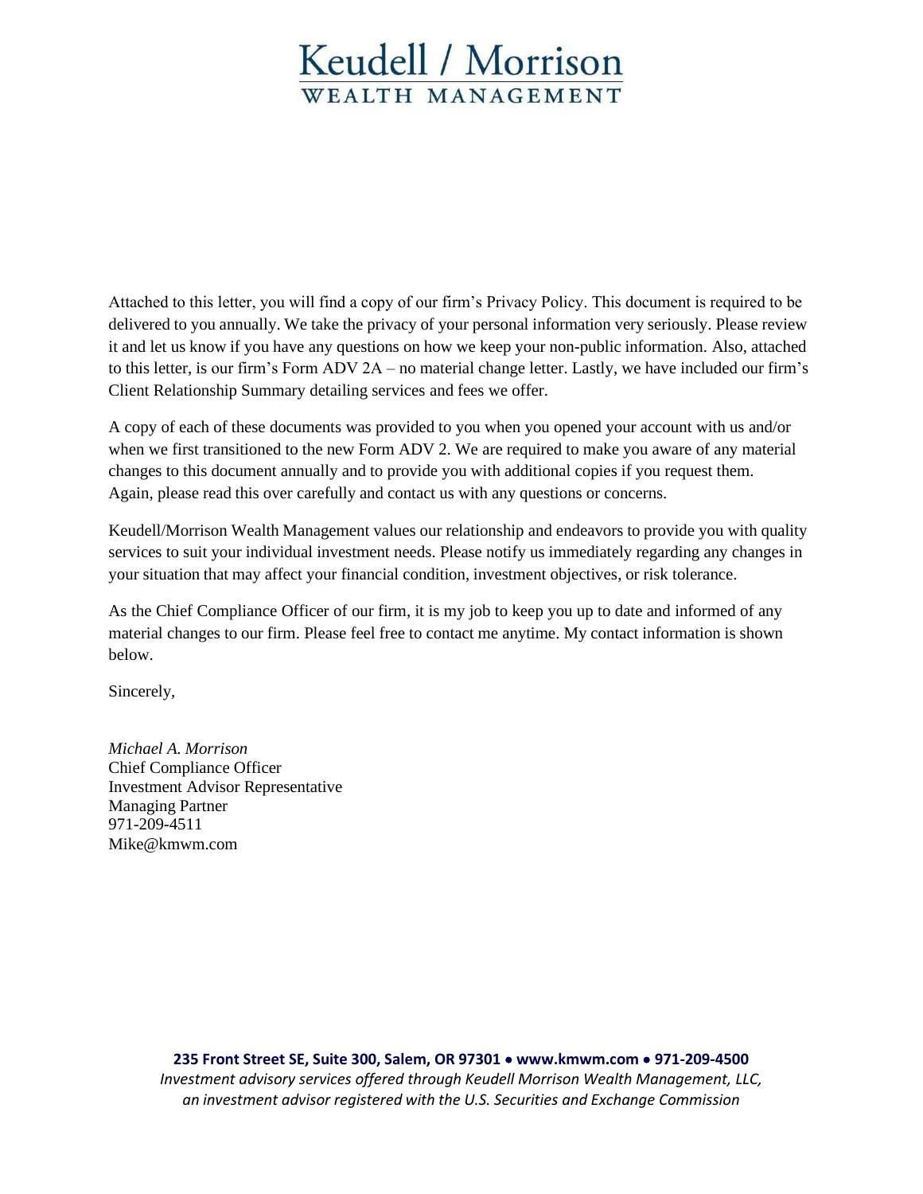# Keudell / Morrison
## WEALTH MANAGEMENT

Attached to this letter, you will find a copy of our firm's Privacy Policy. This document is required to be delivered to you annually. We take the privacy of your personal information very seriously. Please review it and let us know if you have any questions on how we keep your non-public information. Also, attached to this letter, is our firm's Form ADV 2A – no material change letter. Lastly, we have included our firm's Client Relationship Summary detailing services and fees we offer.

A copy of each of these documents was provided to you when you opened your account with us and/or when we first transitioned to the new Form ADV 2. We are required to make you aware of any material changes to this document annually and to provide you with additional copies if you request them. Again, please read this over carefully and contact us with any questions or concerns.

Keudell/Morrison Wealth Management values our relationship and endeavors to provide you with quality services to suit your individual investment needs. Please notify us immediately regarding any changes in your situation that may affect your financial condition, investment objectives, or risk tolerance.

As the Chief Compliance Officer of our firm, it is my job to keep you up to date and informed of any material changes to our firm. Please feel free to contact me anytime. My contact information is shown below.

Sincerely,

*Michael A. Morrison*
Chief Compliance Officer
Investment Advisor Representative
Managing Partner
971-209-4511
Mike@kmwm.com

**235 Front Street SE, Suite 300, Salem, OR 97301 • www.kmwm.com • 971-209-4500**
*Investment advisory services offered through Keudell Morrison Wealth Management, LLC, an investment advisor registered with the U.S. Securities and Exchange Commission*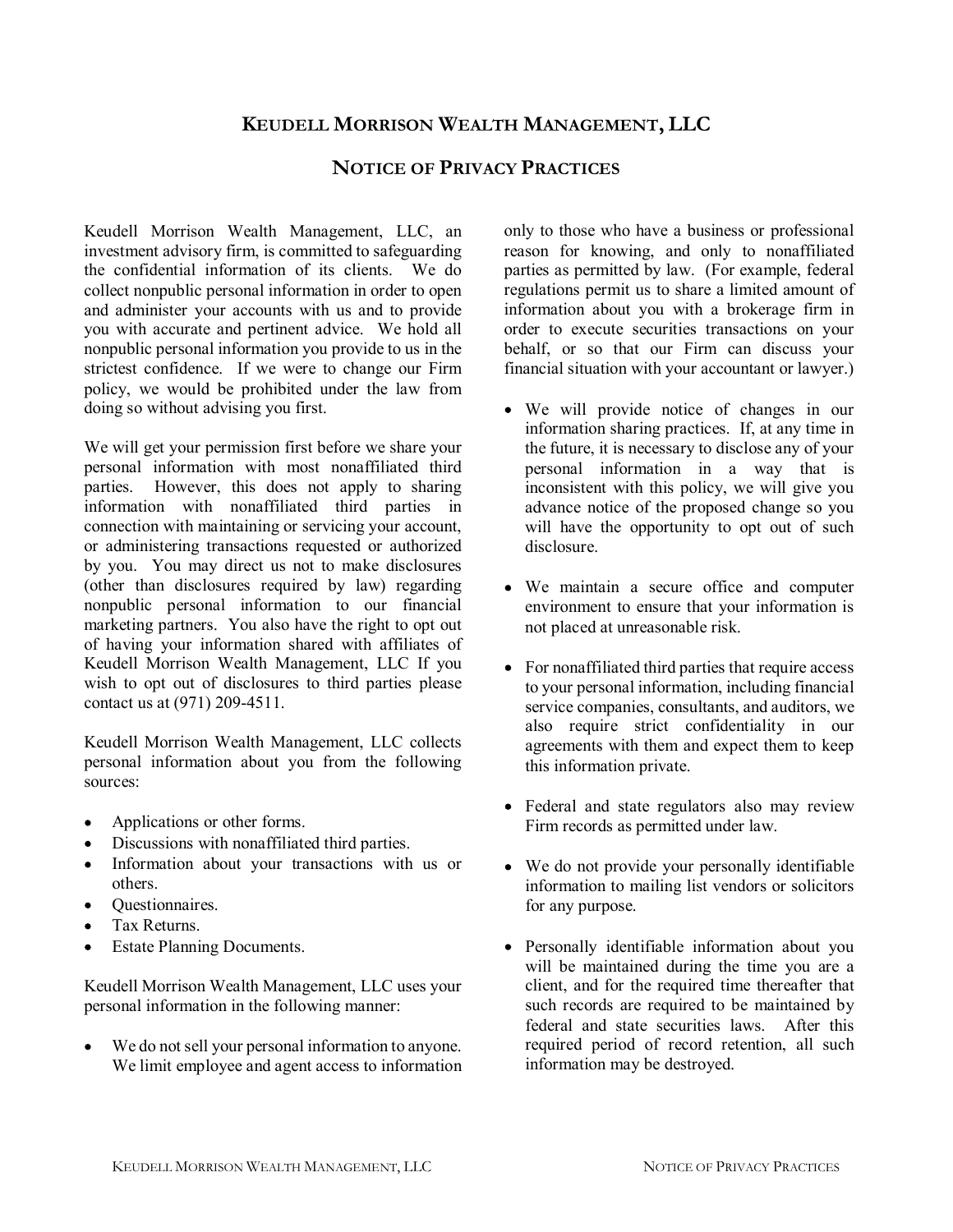# Keudell Morrison Wealth Management, LLC

## Notice of Privacy Practices

Keudell Morrison Wealth Management, LLC, an investment advisory firm, is committed to safeguarding the confidential information of its clients. We do collect nonpublic personal information in order to open and administer your accounts with us and to provide you with accurate and pertinent advice. We hold all nonpublic personal information you provide to us in the strictest confidence. If we were to change our Firm policy, we would be prohibited under the law from doing so without advising you first.

We will get your permission first before we share your personal information with most nonaffiliated third parties. However, this does not apply to sharing information with nonaffiliated third parties in connection with maintaining or servicing your account, or administering transactions requested or authorized by you. You may direct us not to make disclosures (other than disclosures required by law) regarding nonpublic personal information to our financial marketing partners. You also have the right to opt out of having your information shared with affiliates of Keudell Morrison Wealth Management, LLC If you wish to opt out of disclosures to third parties please contact us at (971) 209-4511.

Keudell Morrison Wealth Management, LLC collects personal information about you from the following sources:

- Applications or other forms.
- Discussions with nonaffiliated third parties.
- Information about your transactions with us or others.
- Questionnaires.
- Tax Returns.
- Estate Planning Documents.

Keudell Morrison Wealth Management, LLC uses your personal information in the following manner:

- We do not sell your personal information to anyone. We limit employee and agent access to information only to those who have a business or professional reason for knowing, and only to nonaffiliated parties as permitted by law. (For example, federal regulations permit us to share a limited amount of information about you with a brokerage firm in order to execute securities transactions on your behalf, or so that our Firm can discuss your financial situation with your accountant or lawyer.)
- We will provide notice of changes in our information sharing practices. If, at any time in the future, it is necessary to disclose any of your personal information in a way that is inconsistent with this policy, we will give you advance notice of the proposed change so you will have the opportunity to opt out of such disclosure.
- We maintain a secure office and computer environment to ensure that your information is not placed at unreasonable risk.
- For nonaffiliated third parties that require access to your personal information, including financial service companies, consultants, and auditors, we also require strict confidentiality in our agreements with them and expect them to keep this information private.
- Federal and state regulators also may review Firm records as permitted under law.
- We do not provide your personally identifiable information to mailing list vendors or solicitors for any purpose.
- Personally identifiable information about you will be maintained during the time you are a client, and for the required time thereafter that such records are required to be maintained by federal and state securities laws. After this required period of record retention, all such information may be destroyed.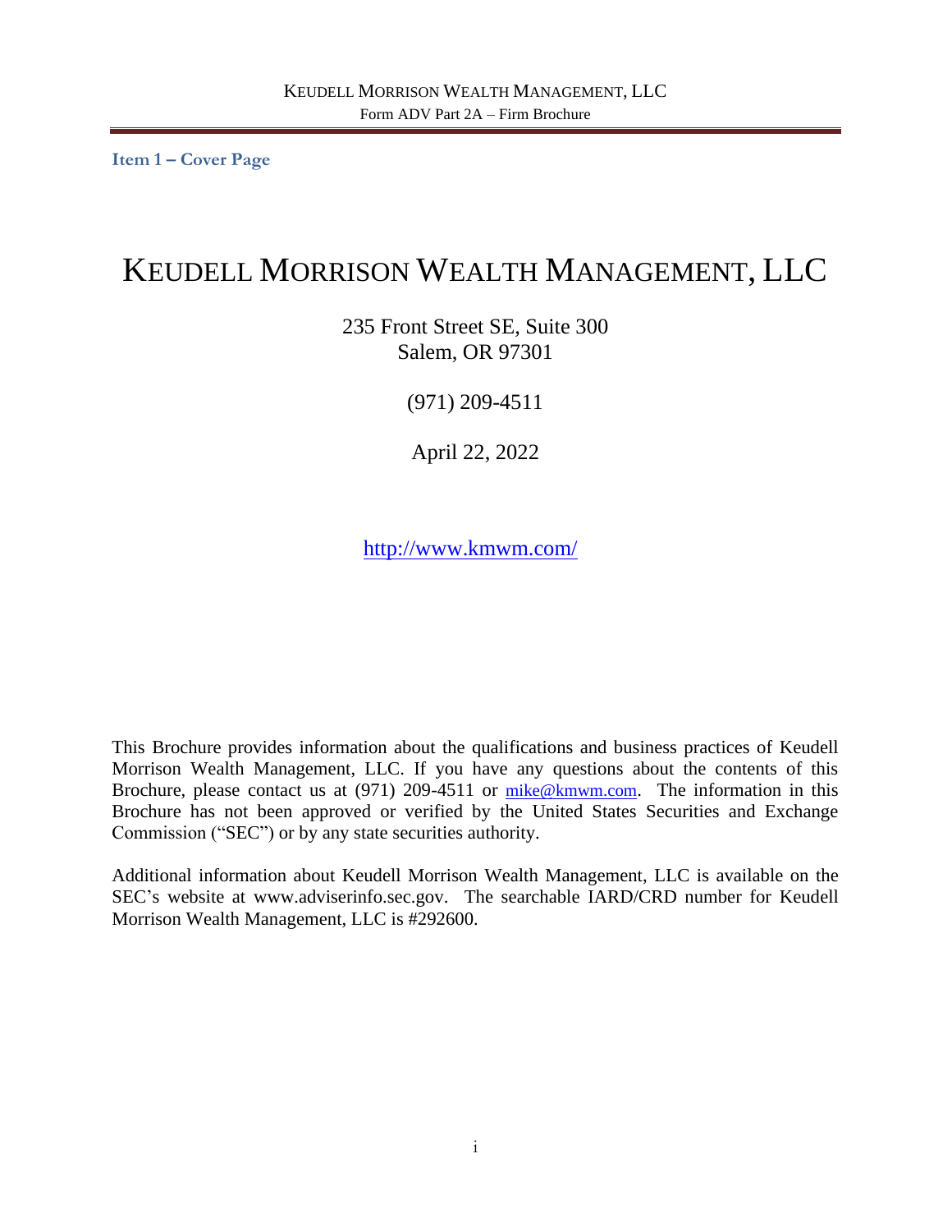## Item 1 – Cover Page

# KEUDELL MORRISON WEALTH MANAGEMENT, LLC

235 Front Street SE, Suite 300
Salem, OR 97301

(971) 209-4511

April 22, 2022

http://www.kmwm.com/

This Brochure provides information about the qualifications and business practices of Keudell Morrison Wealth Management, LLC. If you have any questions about the contents of this Brochure, please contact us at (971) 209-4511 or mike@kmwm.com. The information in this Brochure has not been approved or verified by the United States Securities and Exchange Commission ("SEC") or by any state securities authority.

Additional information about Keudell Morrison Wealth Management, LLC is available on the SEC's website at www.adviserinfo.sec.gov. The searchable IARD/CRD number for Keudell Morrison Wealth Management, LLC is #292600.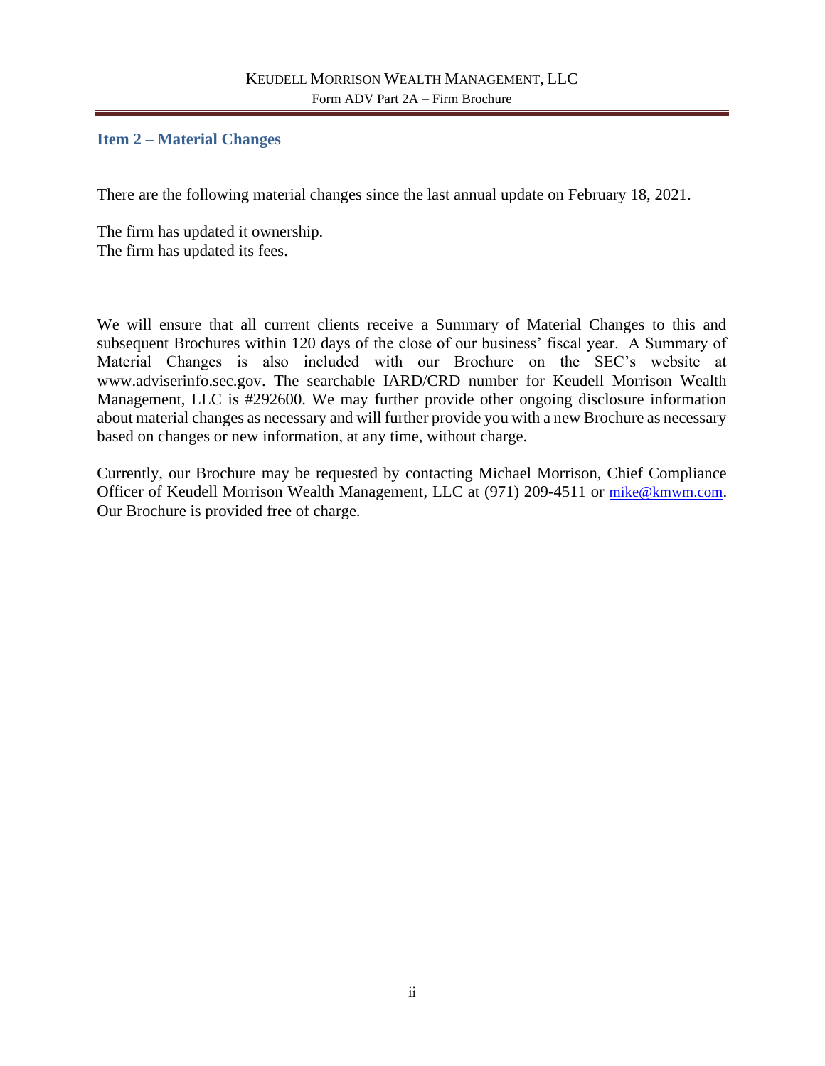## Item 2 – Material Changes

There are the following material changes since the last annual update on February 18, 2021.

The firm has updated it ownership.
The firm has updated its fees.

We will ensure that all current clients receive a Summary of Material Changes to this and subsequent Brochures within 120 days of the close of our business' fiscal year. A Summary of Material Changes is also included with our Brochure on the SEC's website at www.adviserinfo.sec.gov. The searchable IARD/CRD number for Keudell Morrison Wealth Management, LLC is #292600. We may further provide other ongoing disclosure information about material changes as necessary and will further provide you with a new Brochure as necessary based on changes or new information, at any time, without charge.

Currently, our Brochure may be requested by contacting Michael Morrison, Chief Compliance Officer of Keudell Morrison Wealth Management, LLC at (971) 209-4511 or mike@kmwm.com. Our Brochure is provided free of charge.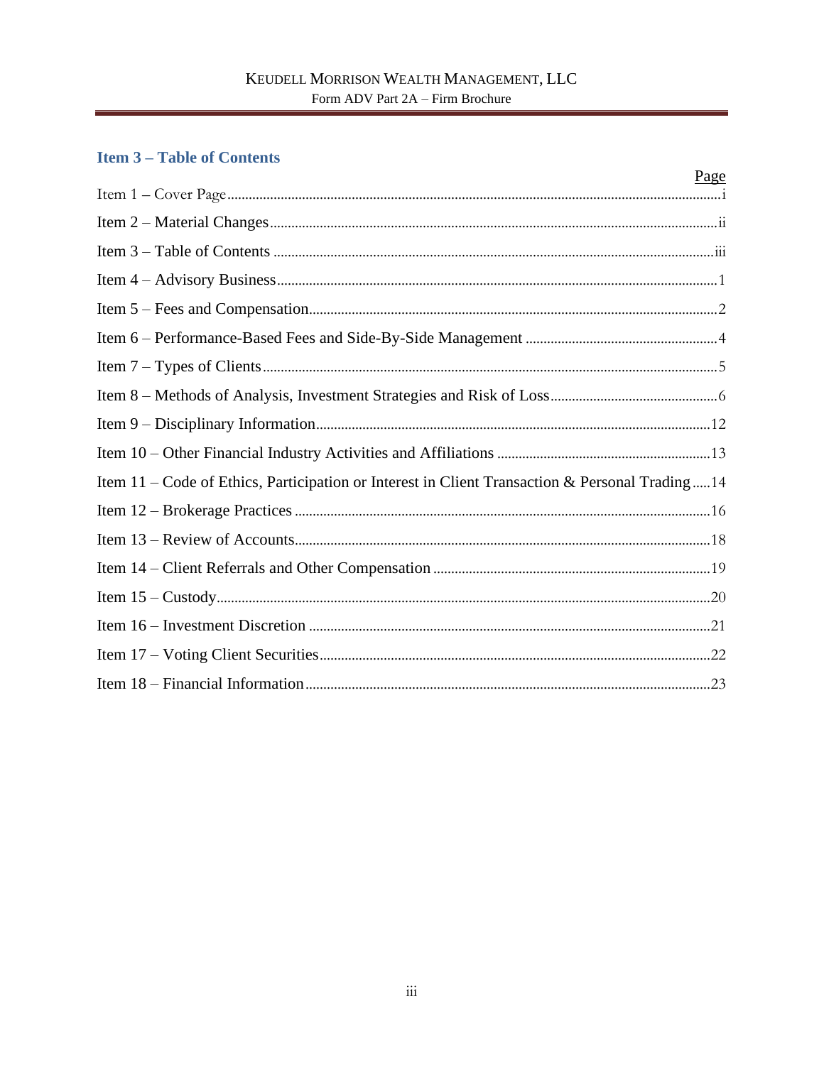## Item 3 – Table of Contents

| | Page |
|---|---|
| Item 1 – Cover Page | i |
| Item 2 – Material Changes | ii |
| Item 3 – Table of Contents | iii |
| Item 4 – Advisory Business | 1 |
| Item 5 – Fees and Compensation | 2 |
| Item 6 – Performance-Based Fees and Side-By-Side Management | 4 |
| Item 7 – Types of Clients | 5 |
| Item 8 – Methods of Analysis, Investment Strategies and Risk of Loss | 6 |
| Item 9 – Disciplinary Information | 12 |
| Item 10 – Other Financial Industry Activities and Affiliations | 13 |
| Item 11 – Code of Ethics, Participation or Interest in Client Transaction & Personal Trading | 14 |
| Item 12 – Brokerage Practices | 16 |
| Item 13 – Review of Accounts | 18 |
| Item 14 – Client Referrals and Other Compensation | 19 |
| Item 15 – Custody | 20 |
| Item 16 – Investment Discretion | 21 |
| Item 17 – Voting Client Securities | 22 |
| Item 18 – Financial Information | 23 |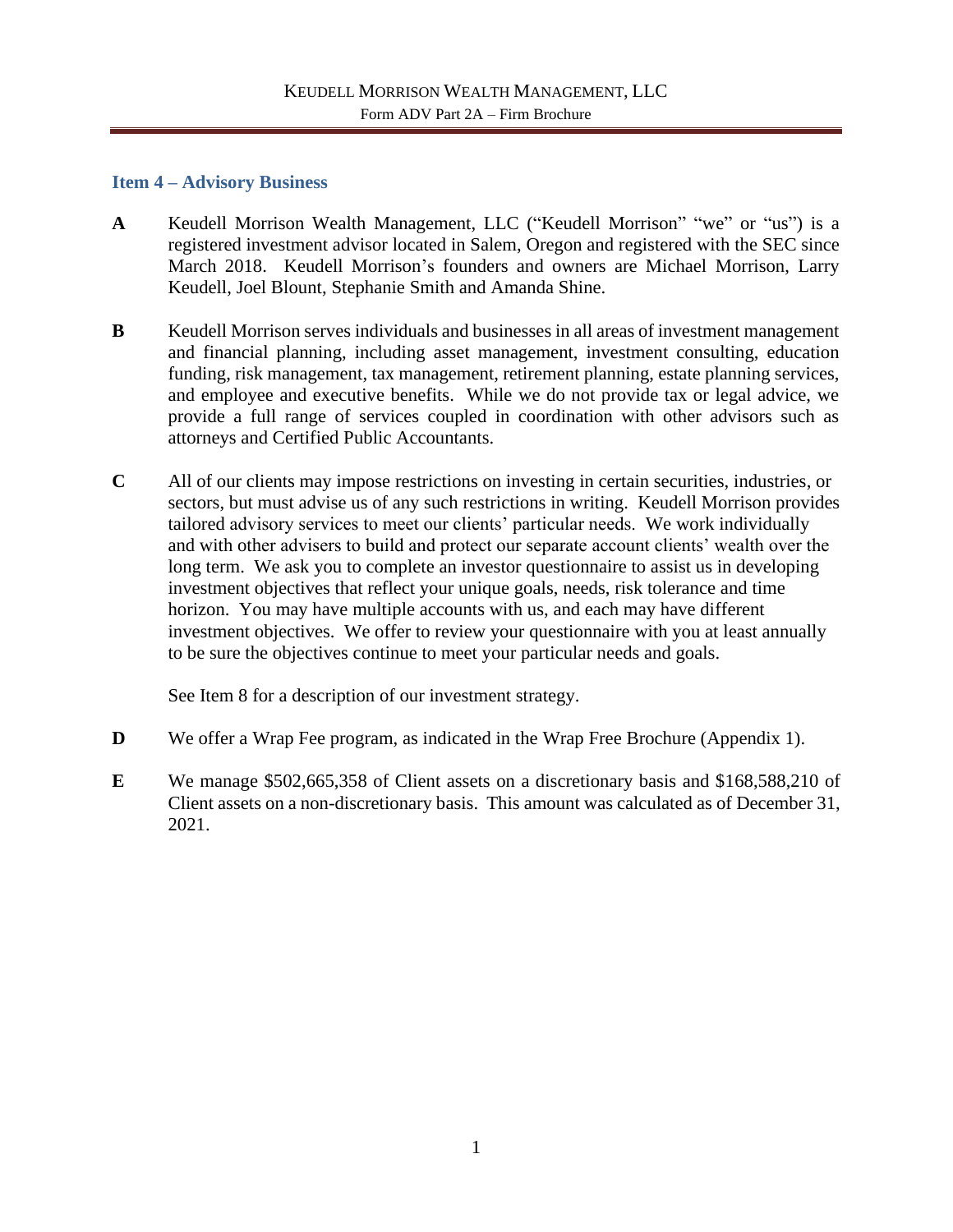## Item 4 – Advisory Business

**A** Keudell Morrison Wealth Management, LLC ("Keudell Morrison" "we" or "us") is a registered investment advisor located in Salem, Oregon and registered with the SEC since March 2018. Keudell Morrison's founders and owners are Michael Morrison, Larry Keudell, Joel Blount, Stephanie Smith and Amanda Shine.

**B** Keudell Morrison serves individuals and businesses in all areas of investment management and financial planning, including asset management, investment consulting, education funding, risk management, tax management, retirement planning, estate planning services, and employee and executive benefits. While we do not provide tax or legal advice, we provide a full range of services coupled in coordination with other advisors such as attorneys and Certified Public Accountants.

**C** All of our clients may impose restrictions on investing in certain securities, industries, or sectors, but must advise us of any such restrictions in writing. Keudell Morrison provides tailored advisory services to meet our clients' particular needs. We work individually and with other advisers to build and protect our separate account clients' wealth over the long term. We ask you to complete an investor questionnaire to assist us in developing investment objectives that reflect your unique goals, needs, risk tolerance and time horizon. You may have multiple accounts with us, and each may have different investment objectives. We offer to review your questionnaire with you at least annually to be sure the objectives continue to meet your particular needs and goals.

See Item 8 for a description of our investment strategy.

**D** We offer a Wrap Fee program, as indicated in the Wrap Free Brochure (Appendix 1).

**E** We manage $502,665,358 of Client assets on a discretionary basis and $168,588,210 of Client assets on a non-discretionary basis. This amount was calculated as of December 31, 2021.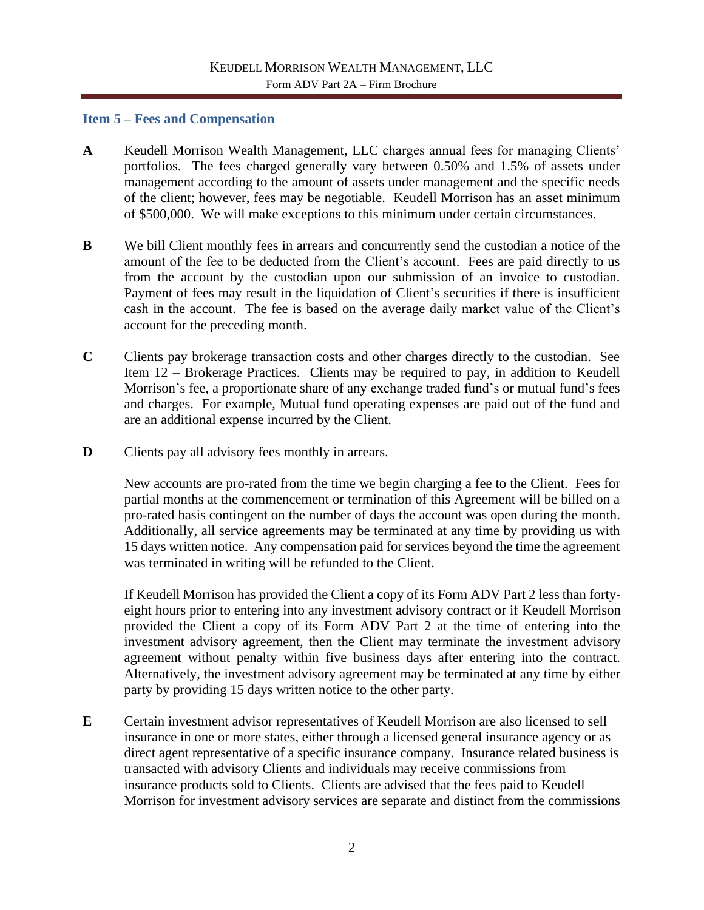## Item 5 – Fees and Compensation

**A** Keudell Morrison Wealth Management, LLC charges annual fees for managing Clients' portfolios. The fees charged generally vary between 0.50% and 1.5% of assets under management according to the amount of assets under management and the specific needs of the client; however, fees may be negotiable. Keudell Morrison has an asset minimum of $500,000. We will make exceptions to this minimum under certain circumstances.

**B** We bill Client monthly fees in arrears and concurrently send the custodian a notice of the amount of the fee to be deducted from the Client's account. Fees are paid directly to us from the account by the custodian upon our submission of an invoice to custodian. Payment of fees may result in the liquidation of Client's securities if there is insufficient cash in the account. The fee is based on the average daily market value of the Client's account for the preceding month.

**C** Clients pay brokerage transaction costs and other charges directly to the custodian. See Item 12 – Brokerage Practices. Clients may be required to pay, in addition to Keudell Morrison's fee, a proportionate share of any exchange traded fund's or mutual fund's fees and charges. For example, Mutual fund operating expenses are paid out of the fund and are an additional expense incurred by the Client.

**D** Clients pay all advisory fees monthly in arrears.

New accounts are pro-rated from the time we begin charging a fee to the Client. Fees for partial months at the commencement or termination of this Agreement will be billed on a pro-rated basis contingent on the number of days the account was open during the month. Additionally, all service agreements may be terminated at any time by providing us with 15 days written notice. Any compensation paid for services beyond the time the agreement was terminated in writing will be refunded to the Client.

If Keudell Morrison has provided the Client a copy of its Form ADV Part 2 less than forty-eight hours prior to entering into any investment advisory contract or if Keudell Morrison provided the Client a copy of its Form ADV Part 2 at the time of entering into the investment advisory agreement, then the Client may terminate the investment advisory agreement without penalty within five business days after entering into the contract. Alternatively, the investment advisory agreement may be terminated at any time by either party by providing 15 days written notice to the other party.

**E** Certain investment advisor representatives of Keudell Morrison are also licensed to sell insurance in one or more states, either through a licensed general insurance agency or as direct agent representative of a specific insurance company. Insurance related business is transacted with advisory Clients and individuals may receive commissions from insurance products sold to Clients. Clients are advised that the fees paid to Keudell Morrison for investment advisory services are separate and distinct from the commissions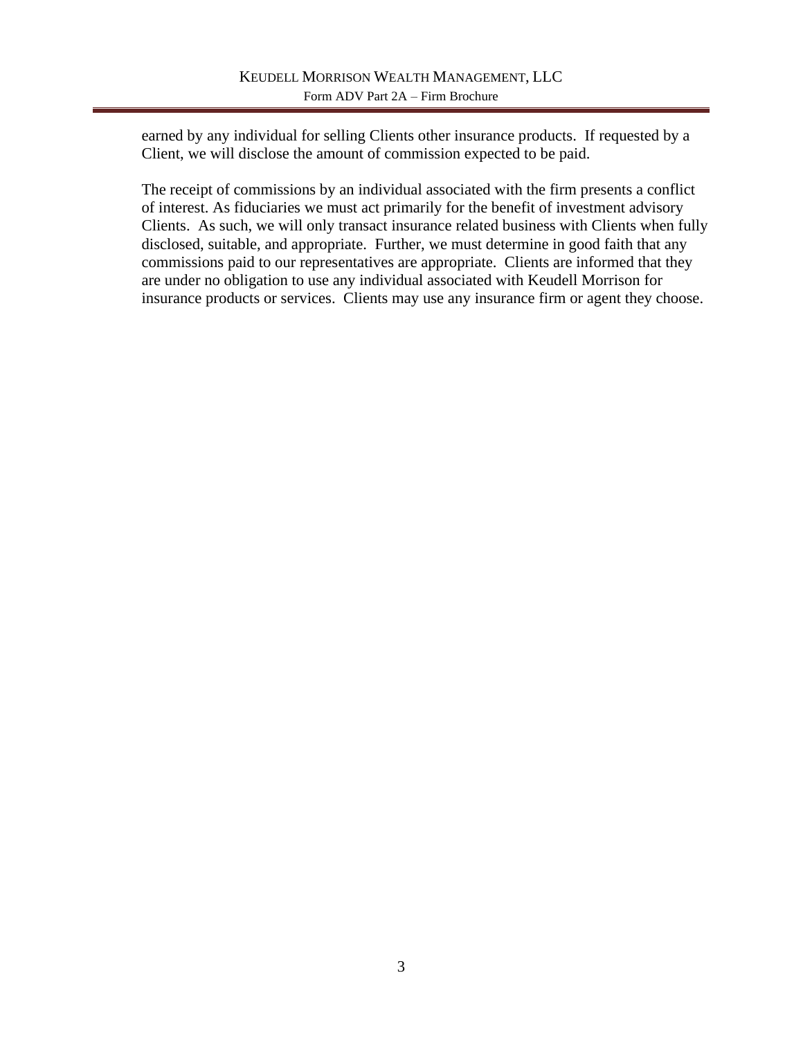earned by any individual for selling Clients other insurance products.  If requested by a Client, we will disclose the amount of commission expected to be paid.

The receipt of commissions by an individual associated with the firm presents a conflict of interest. As fiduciaries we must act primarily for the benefit of investment advisory Clients.  As such, we will only transact insurance related business with Clients when fully disclosed, suitable, and appropriate.  Further, we must determine in good faith that any commissions paid to our representatives are appropriate.  Clients are informed that they are under no obligation to use any individual associated with Keudell Morrison for insurance products or services.  Clients may use any insurance firm or agent they choose.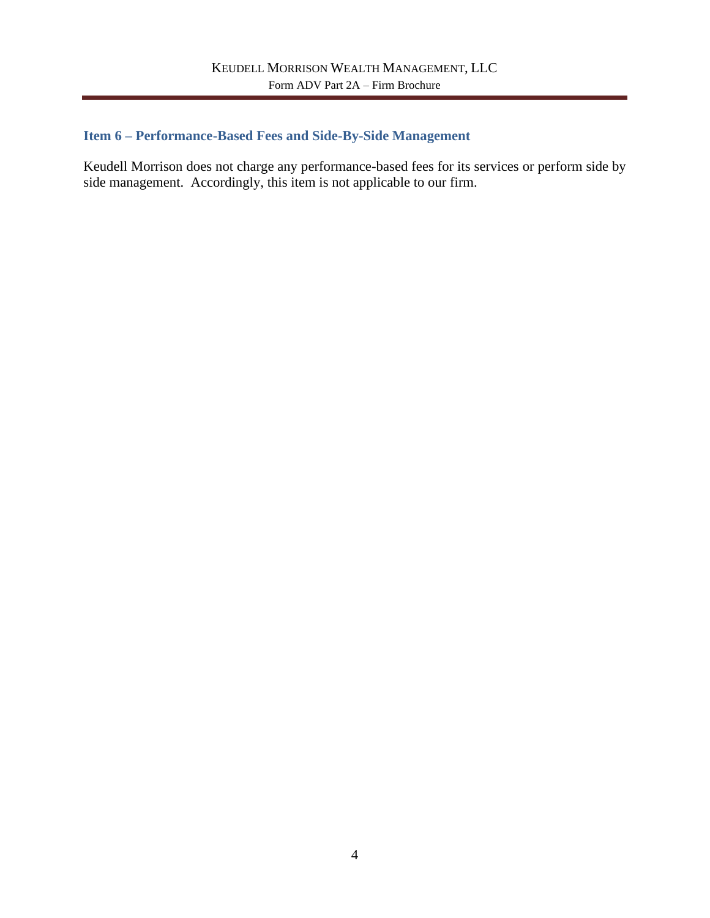## Item 6 – Performance-Based Fees and Side-By-Side Management

Keudell Morrison does not charge any performance-based fees for its services or perform side by side management.  Accordingly, this item is not applicable to our firm.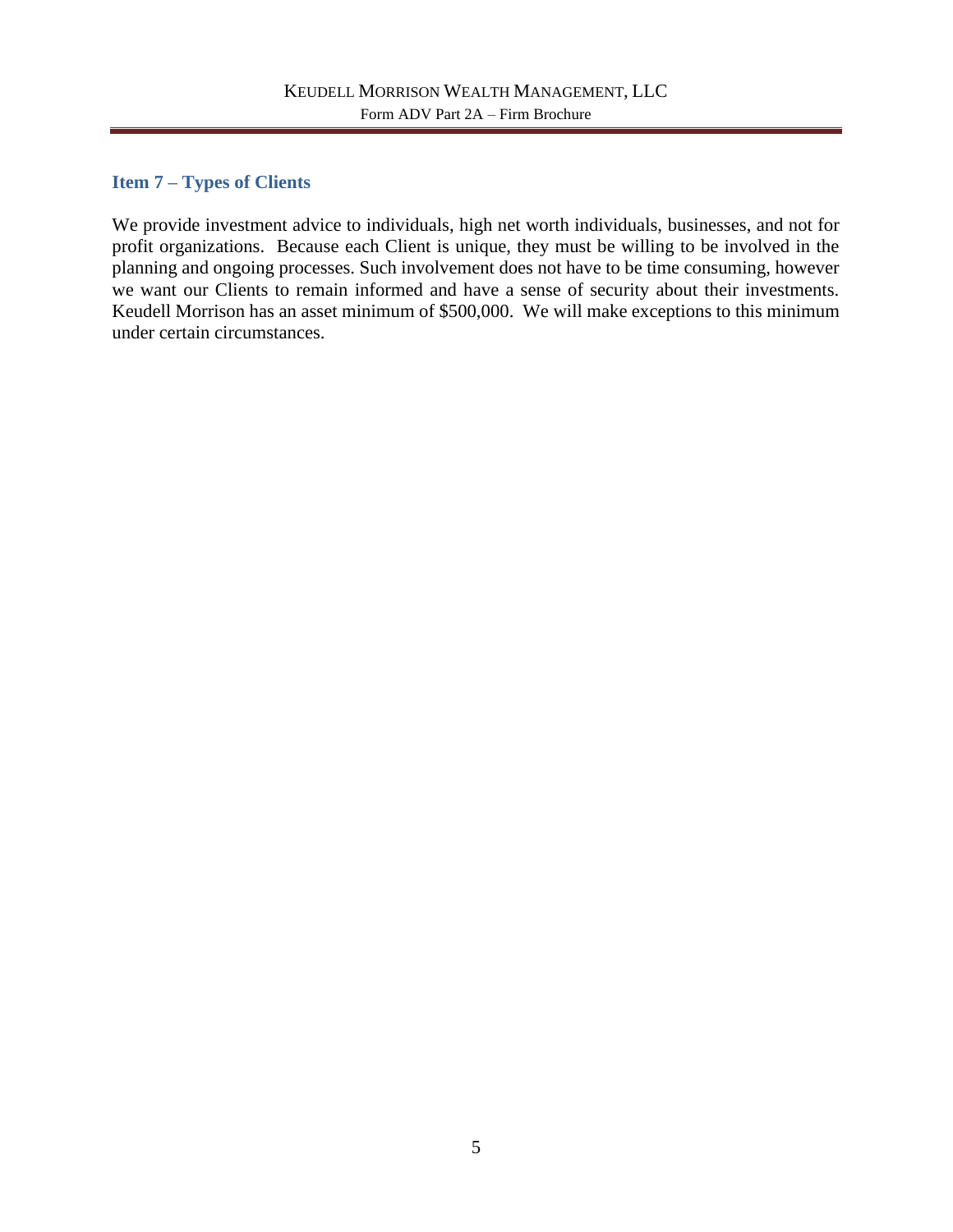## Item 7 – Types of Clients

We provide investment advice to individuals, high net worth individuals, businesses, and not for profit organizations. Because each Client is unique, they must be willing to be involved in the planning and ongoing processes. Such involvement does not have to be time consuming, however we want our Clients to remain informed and have a sense of security about their investments. Keudell Morrison has an asset minimum of $500,000. We will make exceptions to this minimum under certain circumstances.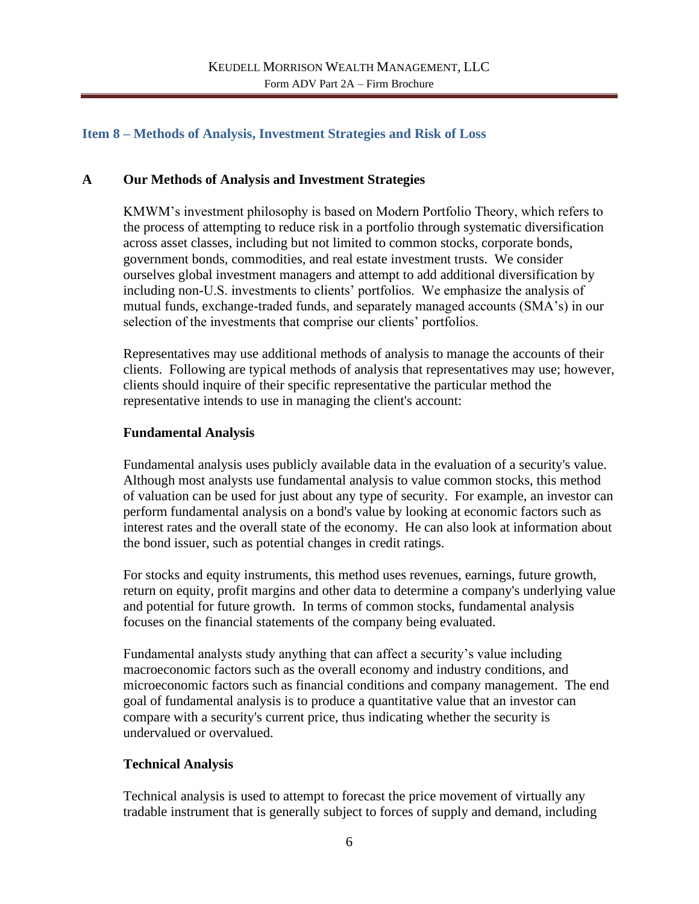## Item 8 – Methods of Analysis, Investment Strategies and Risk of Loss

### A Our Methods of Analysis and Investment Strategies

KMWM's investment philosophy is based on Modern Portfolio Theory, which refers to the process of attempting to reduce risk in a portfolio through systematic diversification across asset classes, including but not limited to common stocks, corporate bonds, government bonds, commodities, and real estate investment trusts. We consider ourselves global investment managers and attempt to add additional diversification by including non-U.S. investments to clients' portfolios. We emphasize the analysis of mutual funds, exchange-traded funds, and separately managed accounts (SMA's) in our selection of the investments that comprise our clients' portfolios.

Representatives may use additional methods of analysis to manage the accounts of their clients. Following are typical methods of analysis that representatives may use; however, clients should inquire of their specific representative the particular method the representative intends to use in managing the client's account:

**Fundamental Analysis**

Fundamental analysis uses publicly available data in the evaluation of a security's value. Although most analysts use fundamental analysis to value common stocks, this method of valuation can be used for just about any type of security. For example, an investor can perform fundamental analysis on a bond's value by looking at economic factors such as interest rates and the overall state of the economy. He can also look at information about the bond issuer, such as potential changes in credit ratings.

For stocks and equity instruments, this method uses revenues, earnings, future growth, return on equity, profit margins and other data to determine a company's underlying value and potential for future growth. In terms of common stocks, fundamental analysis focuses on the financial statements of the company being evaluated.

Fundamental analysts study anything that can affect a security's value including macroeconomic factors such as the overall economy and industry conditions, and microeconomic factors such as financial conditions and company management. The end goal of fundamental analysis is to produce a quantitative value that an investor can compare with a security's current price, thus indicating whether the security is undervalued or overvalued.

**Technical Analysis**

Technical analysis is used to attempt to forecast the price movement of virtually any tradable instrument that is generally subject to forces of supply and demand, including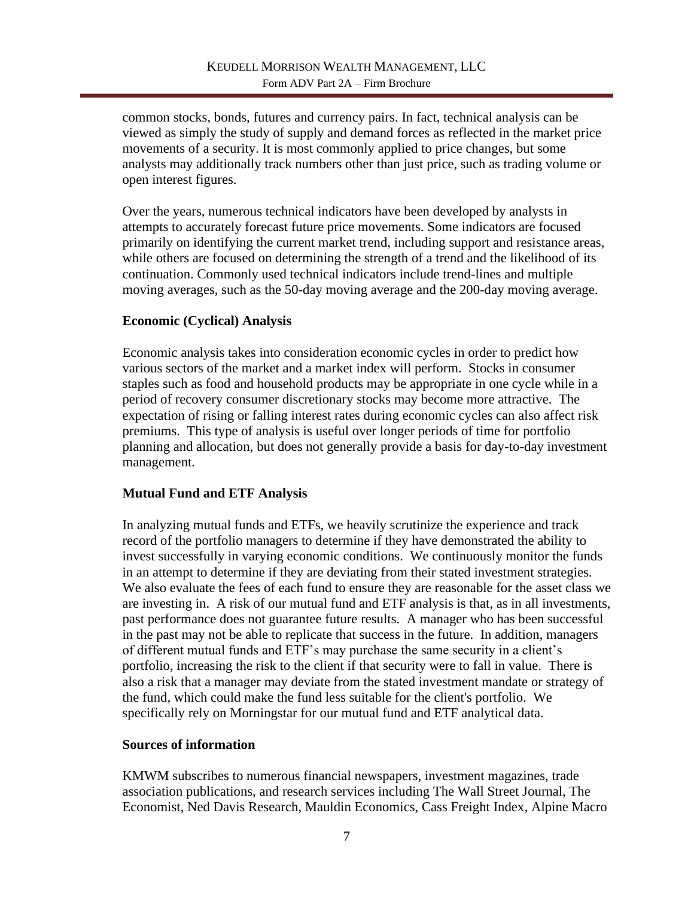common stocks, bonds, futures and currency pairs. In fact, technical analysis can be viewed as simply the study of supply and demand forces as reflected in the market price movements of a security. It is most commonly applied to price changes, but some analysts may additionally track numbers other than just price, such as trading volume or open interest figures.

Over the years, numerous technical indicators have been developed by analysts in attempts to accurately forecast future price movements. Some indicators are focused primarily on identifying the current market trend, including support and resistance areas, while others are focused on determining the strength of a trend and the likelihood of its continuation. Commonly used technical indicators include trend-lines and multiple moving averages, such as the 50-day moving average and the 200-day moving average.

**Economic (Cyclical) Analysis**

Economic analysis takes into consideration economic cycles in order to predict how various sectors of the market and a market index will perform. Stocks in consumer staples such as food and household products may be appropriate in one cycle while in a period of recovery consumer discretionary stocks may become more attractive. The expectation of rising or falling interest rates during economic cycles can also affect risk premiums. This type of analysis is useful over longer periods of time for portfolio planning and allocation, but does not generally provide a basis for day-to-day investment management.

**Mutual Fund and ETF Analysis**

In analyzing mutual funds and ETFs, we heavily scrutinize the experience and track record of the portfolio managers to determine if they have demonstrated the ability to invest successfully in varying economic conditions. We continuously monitor the funds in an attempt to determine if they are deviating from their stated investment strategies. We also evaluate the fees of each fund to ensure they are reasonable for the asset class we are investing in. A risk of our mutual fund and ETF analysis is that, as in all investments, past performance does not guarantee future results. A manager who has been successful in the past may not be able to replicate that success in the future. In addition, managers of different mutual funds and ETF's may purchase the same security in a client's portfolio, increasing the risk to the client if that security were to fall in value. There is also a risk that a manager may deviate from the stated investment mandate or strategy of the fund, which could make the fund less suitable for the client's portfolio. We specifically rely on Morningstar for our mutual fund and ETF analytical data.

**Sources of information**

KMWM subscribes to numerous financial newspapers, investment magazines, trade association publications, and research services including The Wall Street Journal, The Economist, Ned Davis Research, Mauldin Economics, Cass Freight Index, Alpine Macro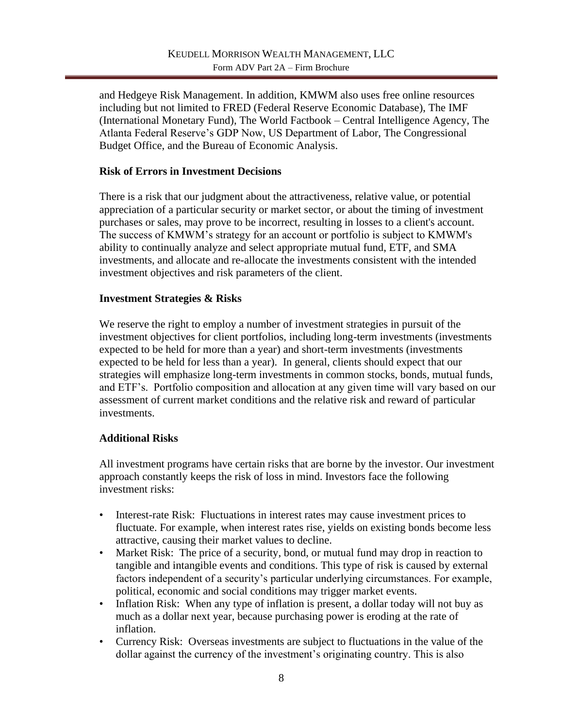and Hedgeye Risk Management. In addition, KMWM also uses free online resources including but not limited to FRED (Federal Reserve Economic Database), The IMF (International Monetary Fund), The World Factbook – Central Intelligence Agency, The Atlanta Federal Reserve's GDP Now, US Department of Labor, The Congressional Budget Office, and the Bureau of Economic Analysis.

**Risk of Errors in Investment Decisions**

There is a risk that our judgment about the attractiveness, relative value, or potential appreciation of a particular security or market sector, or about the timing of investment purchases or sales, may prove to be incorrect, resulting in losses to a client's account. The success of KMWM's strategy for an account or portfolio is subject to KMWM's ability to continually analyze and select appropriate mutual fund, ETF, and SMA investments, and allocate and re-allocate the investments consistent with the intended investment objectives and risk parameters of the client.

**Investment Strategies & Risks**

We reserve the right to employ a number of investment strategies in pursuit of the investment objectives for client portfolios, including long-term investments (investments expected to be held for more than a year) and short-term investments (investments expected to be held for less than a year). In general, clients should expect that our strategies will emphasize long-term investments in common stocks, bonds, mutual funds, and ETF's. Portfolio composition and allocation at any given time will vary based on our assessment of current market conditions and the relative risk and reward of particular investments.

**Additional Risks**

All investment programs have certain risks that are borne by the investor. Our investment approach constantly keeps the risk of loss in mind. Investors face the following investment risks:

- Interest-rate Risk: Fluctuations in interest rates may cause investment prices to fluctuate. For example, when interest rates rise, yields on existing bonds become less attractive, causing their market values to decline.
- Market Risk: The price of a security, bond, or mutual fund may drop in reaction to tangible and intangible events and conditions. This type of risk is caused by external factors independent of a security's particular underlying circumstances. For example, political, economic and social conditions may trigger market events.
- Inflation Risk: When any type of inflation is present, a dollar today will not buy as much as a dollar next year, because purchasing power is eroding at the rate of inflation.
- Currency Risk: Overseas investments are subject to fluctuations in the value of the dollar against the currency of the investment's originating country. This is also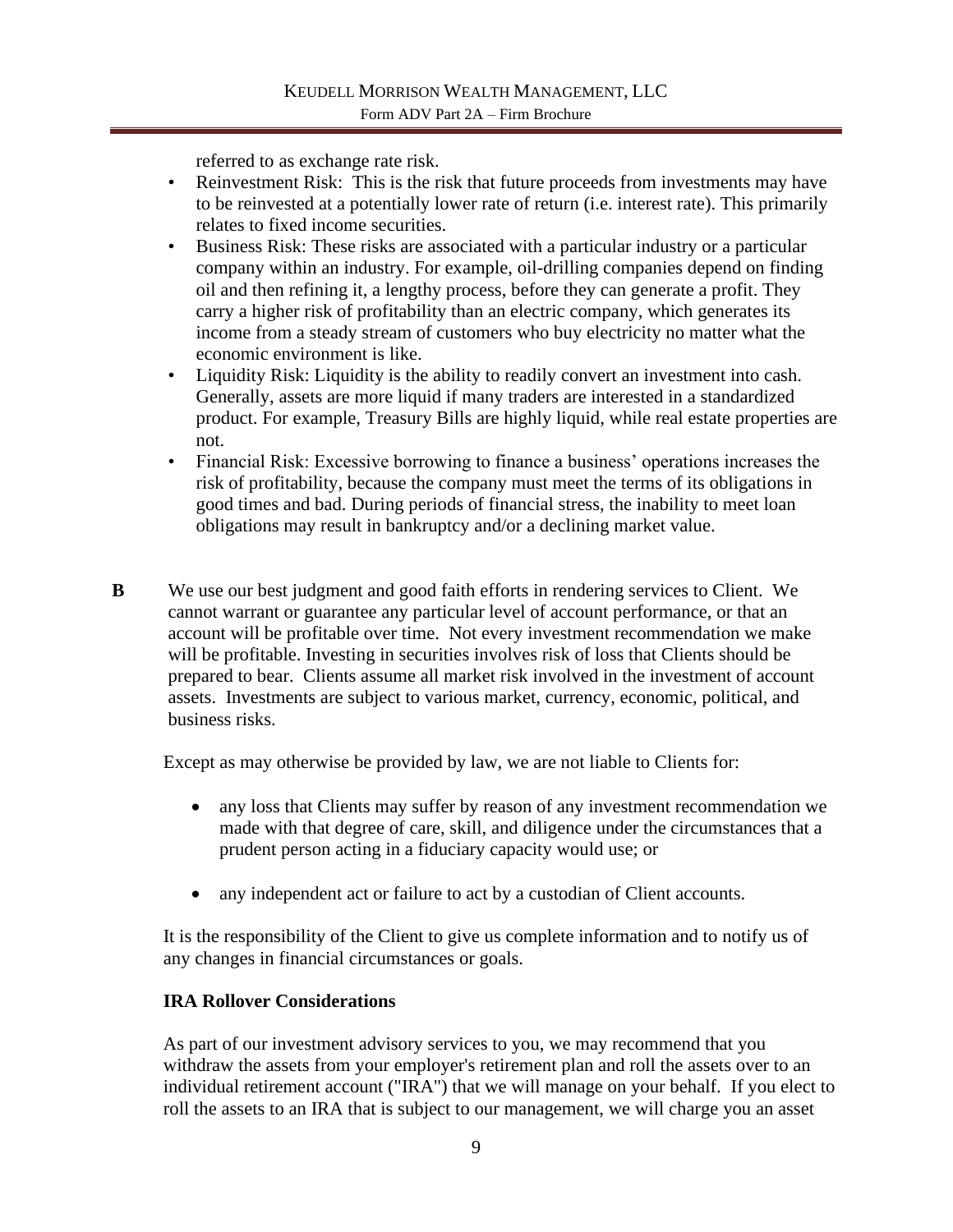referred to as exchange rate risk.

- Reinvestment Risk: This is the risk that future proceeds from investments may have to be reinvested at a potentially lower rate of return (i.e. interest rate). This primarily relates to fixed income securities.
- Business Risk: These risks are associated with a particular industry or a particular company within an industry. For example, oil-drilling companies depend on finding oil and then refining it, a lengthy process, before they can generate a profit. They carry a higher risk of profitability than an electric company, which generates its income from a steady stream of customers who buy electricity no matter what the economic environment is like.
- Liquidity Risk: Liquidity is the ability to readily convert an investment into cash. Generally, assets are more liquid if many traders are interested in a standardized product. For example, Treasury Bills are highly liquid, while real estate properties are not.
- Financial Risk: Excessive borrowing to finance a business' operations increases the risk of profitability, because the company must meet the terms of its obligations in good times and bad. During periods of financial stress, the inability to meet loan obligations may result in bankruptcy and/or a declining market value.

**B** We use our best judgment and good faith efforts in rendering services to Client. We cannot warrant or guarantee any particular level of account performance, or that an account will be profitable over time. Not every investment recommendation we make will be profitable. Investing in securities involves risk of loss that Clients should be prepared to bear. Clients assume all market risk involved in the investment of account assets. Investments are subject to various market, currency, economic, political, and business risks.

Except as may otherwise be provided by law, we are not liable to Clients for:

- any loss that Clients may suffer by reason of any investment recommendation we made with that degree of care, skill, and diligence under the circumstances that a prudent person acting in a fiduciary capacity would use; or
- any independent act or failure to act by a custodian of Client accounts.

It is the responsibility of the Client to give us complete information and to notify us of any changes in financial circumstances or goals.

**IRA Rollover Considerations**

As part of our investment advisory services to you, we may recommend that you withdraw the assets from your employer's retirement plan and roll the assets over to an individual retirement account ("IRA") that we will manage on your behalf. If you elect to roll the assets to an IRA that is subject to our management, we will charge you an asset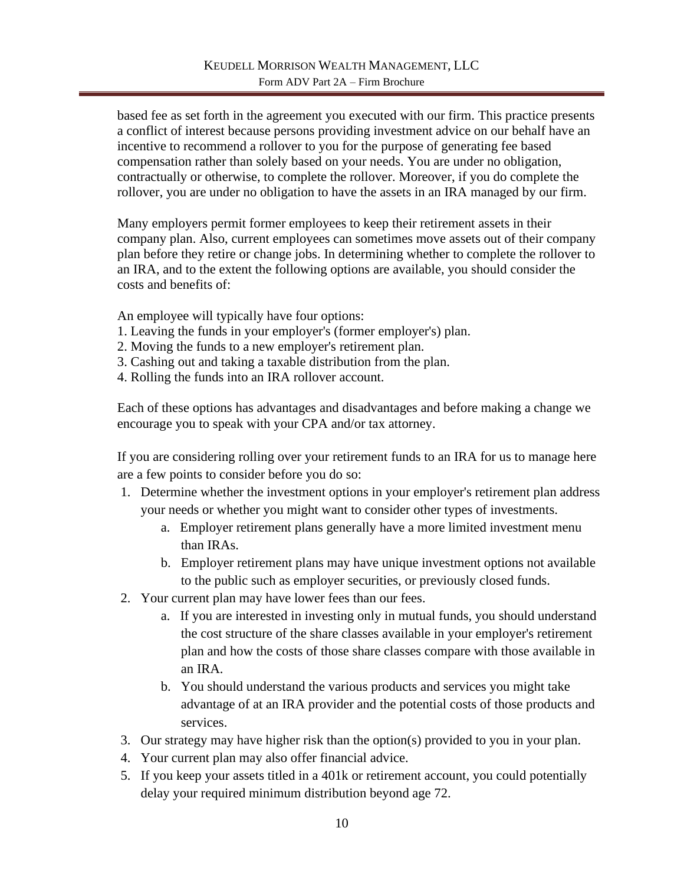based fee as set forth in the agreement you executed with our firm. This practice presents a conflict of interest because persons providing investment advice on our behalf have an incentive to recommend a rollover to you for the purpose of generating fee based compensation rather than solely based on your needs. You are under no obligation, contractually or otherwise, to complete the rollover. Moreover, if you do complete the rollover, you are under no obligation to have the assets in an IRA managed by our firm.

Many employers permit former employees to keep their retirement assets in their company plan. Also, current employees can sometimes move assets out of their company plan before they retire or change jobs. In determining whether to complete the rollover to an IRA, and to the extent the following options are available, you should consider the costs and benefits of:

An employee will typically have four options:
1. Leaving the funds in your employer's (former employer's) plan.
2. Moving the funds to a new employer's retirement plan.
3. Cashing out and taking a taxable distribution from the plan.
4. Rolling the funds into an IRA rollover account.

Each of these options has advantages and disadvantages and before making a change we encourage you to speak with your CPA and/or tax attorney.

If you are considering rolling over your retirement funds to an IRA for us to manage here are a few points to consider before you do so:

1. Determine whether the investment options in your employer's retirement plan address your needs or whether you might want to consider other types of investments.
   a. Employer retirement plans generally have a more limited investment menu than IRAs.
   b. Employer retirement plans may have unique investment options not available to the public such as employer securities, or previously closed funds.
2. Your current plan may have lower fees than our fees.
   a. If you are interested in investing only in mutual funds, you should understand the cost structure of the share classes available in your employer's retirement plan and how the costs of those share classes compare with those available in an IRA.
   b. You should understand the various products and services you might take advantage of at an IRA provider and the potential costs of those products and services.
3. Our strategy may have higher risk than the option(s) provided to you in your plan.
4. Your current plan may also offer financial advice.
5. If you keep your assets titled in a 401k or retirement account, you could potentially delay your required minimum distribution beyond age 72.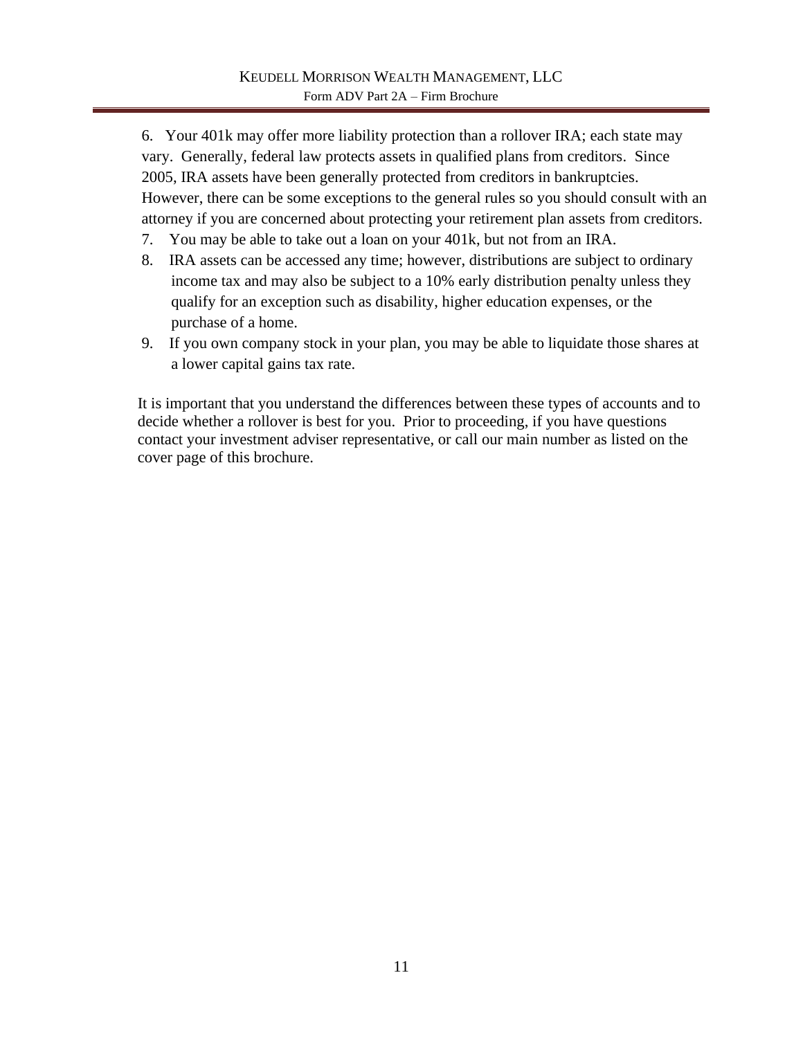6. Your 401k may offer more liability protection than a rollover IRA; each state may vary. Generally, federal law protects assets in qualified plans from creditors. Since 2005, IRA assets have been generally protected from creditors in bankruptcies. However, there can be some exceptions to the general rules so you should consult with an attorney if you are concerned about protecting your retirement plan assets from creditors.
7. You may be able to take out a loan on your 401k, but not from an IRA.
8. IRA assets can be accessed any time; however, distributions are subject to ordinary income tax and may also be subject to a 10% early distribution penalty unless they qualify for an exception such as disability, higher education expenses, or the purchase of a home.
9. If you own company stock in your plan, you may be able to liquidate those shares at a lower capital gains tax rate.

It is important that you understand the differences between these types of accounts and to decide whether a rollover is best for you. Prior to proceeding, if you have questions contact your investment adviser representative, or call our main number as listed on the cover page of this brochure.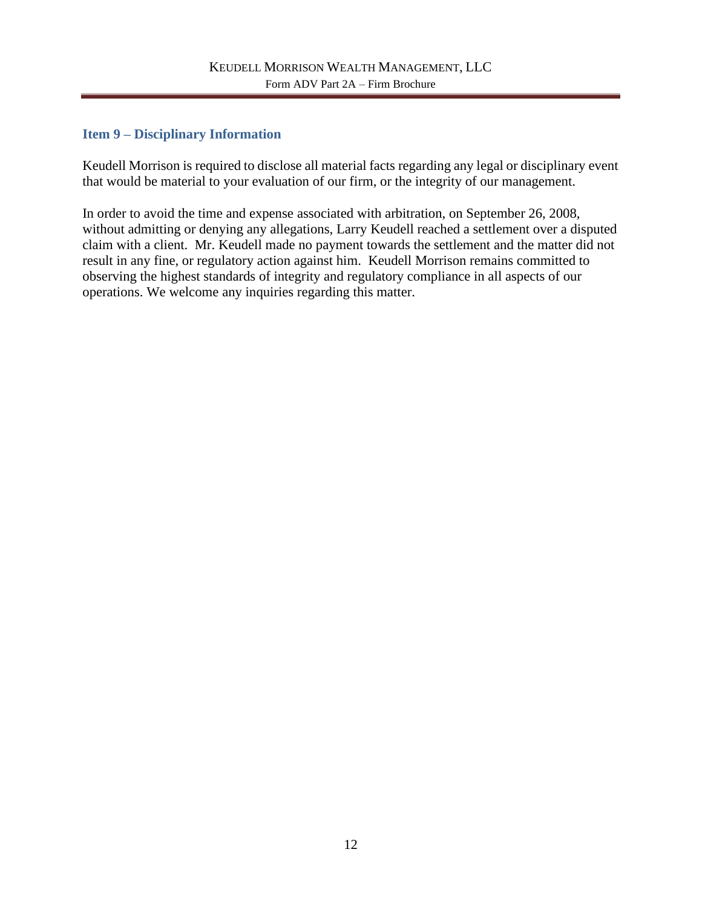## Item 9 – Disciplinary Information

Keudell Morrison is required to disclose all material facts regarding any legal or disciplinary event that would be material to your evaluation of our firm, or the integrity of our management.

In order to avoid the time and expense associated with arbitration, on September 26, 2008, without admitting or denying any allegations, Larry Keudell reached a settlement over a disputed claim with a client. Mr. Keudell made no payment towards the settlement and the matter did not result in any fine, or regulatory action against him. Keudell Morrison remains committed to observing the highest standards of integrity and regulatory compliance in all aspects of our operations. We welcome any inquiries regarding this matter.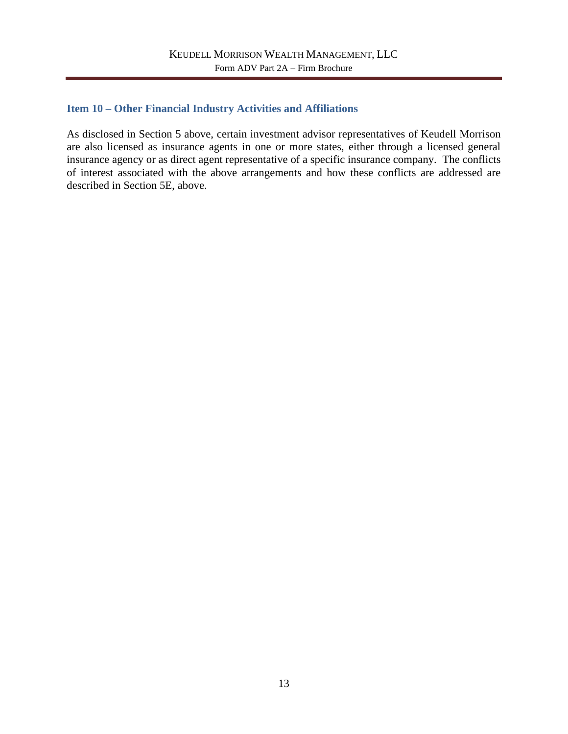## Item 10 – Other Financial Industry Activities and Affiliations

As disclosed in Section 5 above, certain investment advisor representatives of Keudell Morrison are also licensed as insurance agents in one or more states, either through a licensed general insurance agency or as direct agent representative of a specific insurance company. The conflicts of interest associated with the above arrangements and how these conflicts are addressed are described in Section 5E, above.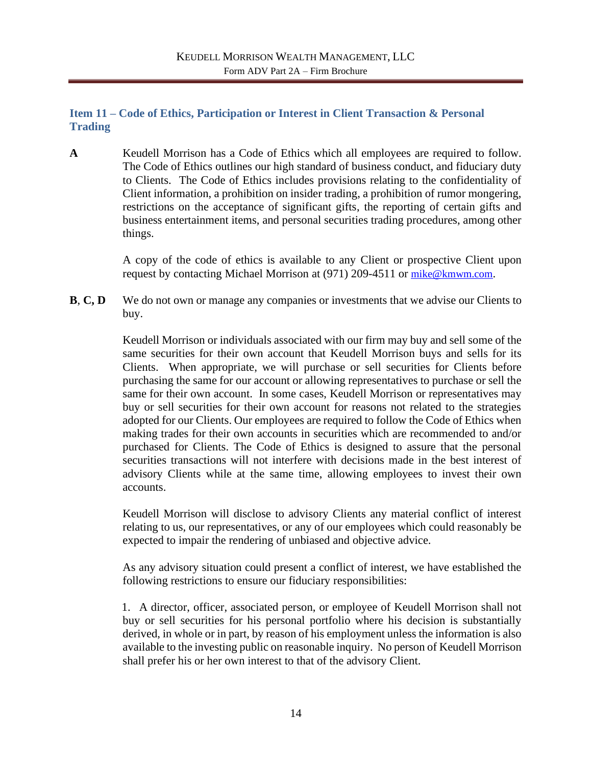## Item 11 – Code of Ethics, Participation or Interest in Client Transaction & Personal Trading

**A** Keudell Morrison has a Code of Ethics which all employees are required to follow. The Code of Ethics outlines our high standard of business conduct, and fiduciary duty to Clients. The Code of Ethics includes provisions relating to the confidentiality of Client information, a prohibition on insider trading, a prohibition of rumor mongering, restrictions on the acceptance of significant gifts, the reporting of certain gifts and business entertainment items, and personal securities trading procedures, among other things.

A copy of the code of ethics is available to any Client or prospective Client upon request by contacting Michael Morrison at (971) 209-4511 or mike@kmwm.com.

**B**, **C, D** We do not own or manage any companies or investments that we advise our Clients to buy.

Keudell Morrison or individuals associated with our firm may buy and sell some of the same securities for their own account that Keudell Morrison buys and sells for its Clients. When appropriate, we will purchase or sell securities for Clients before purchasing the same for our account or allowing representatives to purchase or sell the same for their own account. In some cases, Keudell Morrison or representatives may buy or sell securities for their own account for reasons not related to the strategies adopted for our Clients. Our employees are required to follow the Code of Ethics when making trades for their own accounts in securities which are recommended to and/or purchased for Clients. The Code of Ethics is designed to assure that the personal securities transactions will not interfere with decisions made in the best interest of advisory Clients while at the same time, allowing employees to invest their own accounts.

Keudell Morrison will disclose to advisory Clients any material conflict of interest relating to us, our representatives, or any of our employees which could reasonably be expected to impair the rendering of unbiased and objective advice.

As any advisory situation could present a conflict of interest, we have established the following restrictions to ensure our fiduciary responsibilities:

1. A director, officer, associated person, or employee of Keudell Morrison shall not buy or sell securities for his personal portfolio where his decision is substantially derived, in whole or in part, by reason of his employment unless the information is also available to the investing public on reasonable inquiry. No person of Keudell Morrison shall prefer his or her own interest to that of the advisory Client.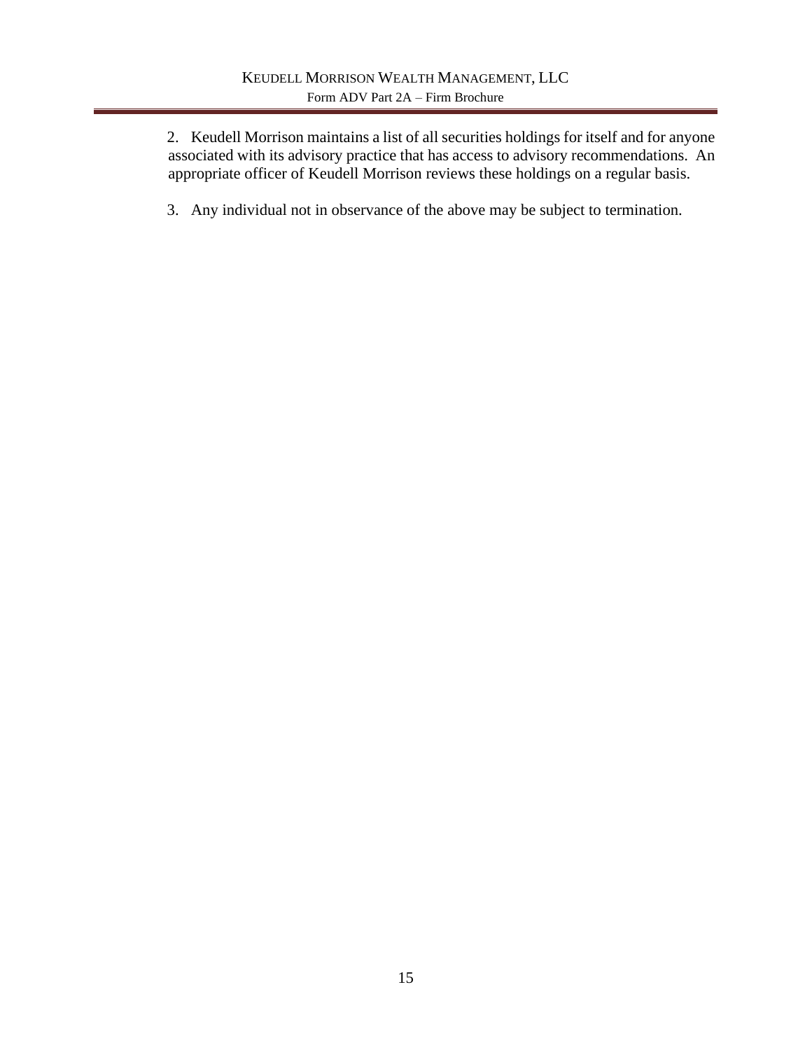2. Keudell Morrison maintains a list of all securities holdings for itself and for anyone associated with its advisory practice that has access to advisory recommendations. An appropriate officer of Keudell Morrison reviews these holdings on a regular basis.

3. Any individual not in observance of the above may be subject to termination.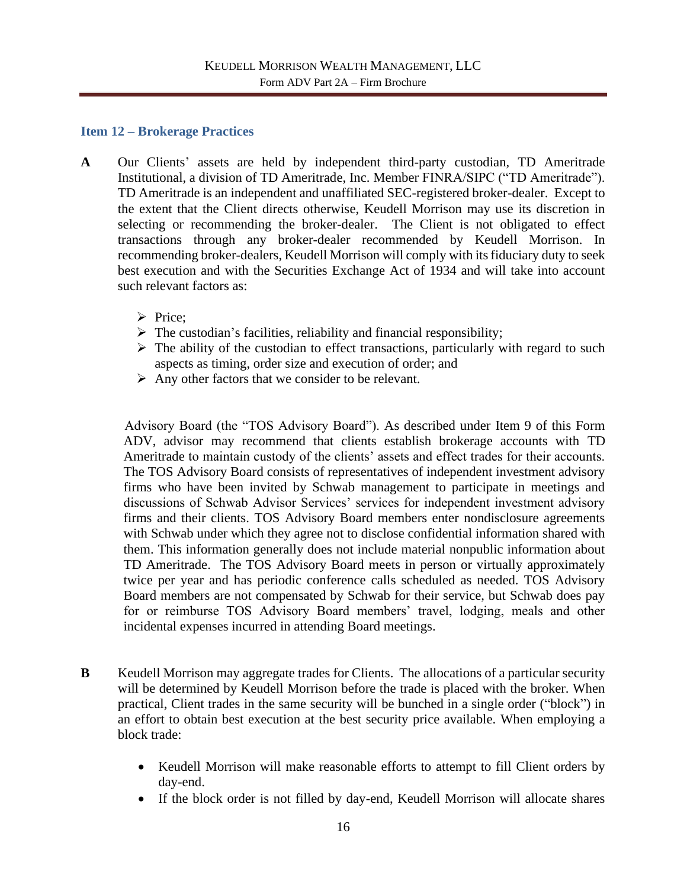## Item 12 – Brokerage Practices

**A** Our Clients' assets are held by independent third-party custodian, TD Ameritrade Institutional, a division of TD Ameritrade, Inc. Member FINRA/SIPC ("TD Ameritrade"). TD Ameritrade is an independent and unaffiliated SEC-registered broker-dealer. Except to the extent that the Client directs otherwise, Keudell Morrison may use its discretion in selecting or recommending the broker-dealer. The Client is not obligated to effect transactions through any broker-dealer recommended by Keudell Morrison. In recommending broker-dealers, Keudell Morrison will comply with its fiduciary duty to seek best execution and with the Securities Exchange Act of 1934 and will take into account such relevant factors as:

- Price;
- The custodian's facilities, reliability and financial responsibility;
- The ability of the custodian to effect transactions, particularly with regard to such aspects as timing, order size and execution of order; and
- Any other factors that we consider to be relevant.

Advisory Board (the "TOS Advisory Board"). As described under Item 9 of this Form ADV, advisor may recommend that clients establish brokerage accounts with TD Ameritrade to maintain custody of the clients' assets and effect trades for their accounts. The TOS Advisory Board consists of representatives of independent investment advisory firms who have been invited by Schwab management to participate in meetings and discussions of Schwab Advisor Services' services for independent investment advisory firms and their clients. TOS Advisory Board members enter nondisclosure agreements with Schwab under which they agree not to disclose confidential information shared with them. This information generally does not include material nonpublic information about TD Ameritrade. The TOS Advisory Board meets in person or virtually approximately twice per year and has periodic conference calls scheduled as needed. TOS Advisory Board members are not compensated by Schwab for their service, but Schwab does pay for or reimburse TOS Advisory Board members' travel, lodging, meals and other incidental expenses incurred in attending Board meetings.

**B** Keudell Morrison may aggregate trades for Clients. The allocations of a particular security will be determined by Keudell Morrison before the trade is placed with the broker. When practical, Client trades in the same security will be bunched in a single order ("block") in an effort to obtain best execution at the best security price available. When employing a block trade:

- Keudell Morrison will make reasonable efforts to attempt to fill Client orders by day-end.
- If the block order is not filled by day-end, Keudell Morrison will allocate shares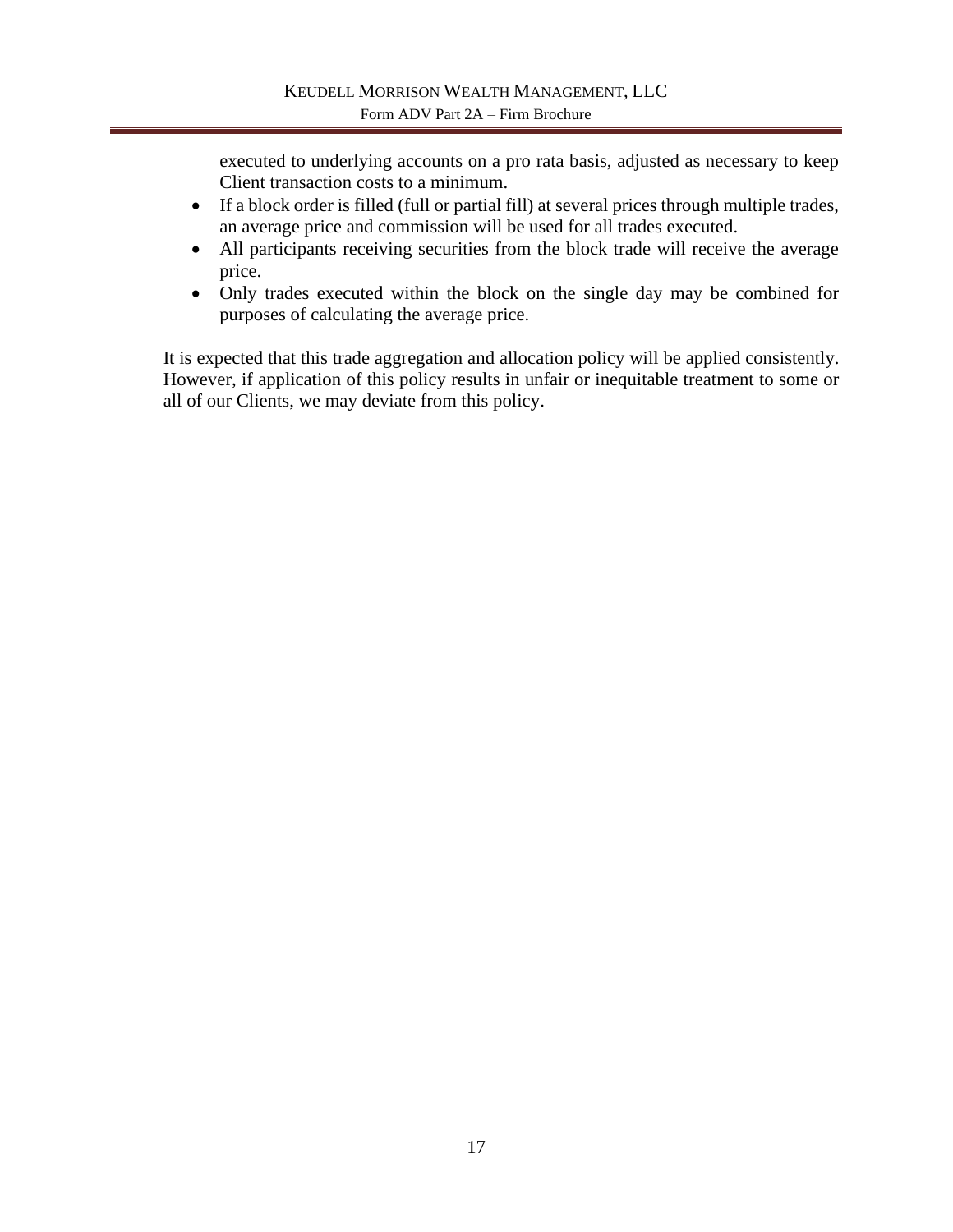executed to underlying accounts on a pro rata basis, adjusted as necessary to keep Client transaction costs to a minimum.

- If a block order is filled (full or partial fill) at several prices through multiple trades, an average price and commission will be used for all trades executed.
- All participants receiving securities from the block trade will receive the average price.
- Only trades executed within the block on the single day may be combined for purposes of calculating the average price.

It is expected that this trade aggregation and allocation policy will be applied consistently. However, if application of this policy results in unfair or inequitable treatment to some or all of our Clients, we may deviate from this policy.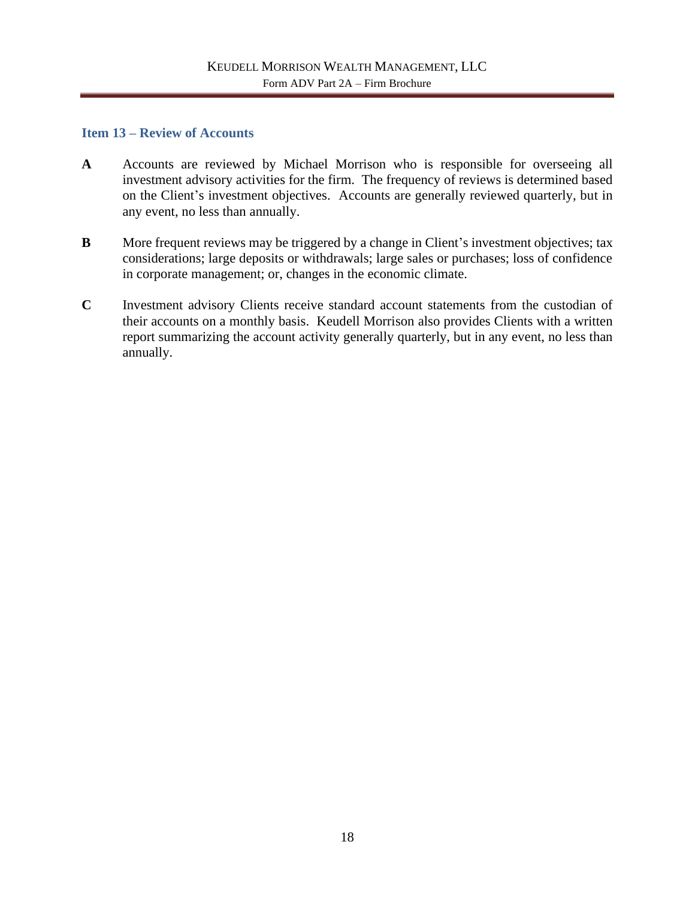## Item 13 – Review of Accounts

**A** Accounts are reviewed by Michael Morrison who is responsible for overseeing all investment advisory activities for the firm. The frequency of reviews is determined based on the Client's investment objectives. Accounts are generally reviewed quarterly, but in any event, no less than annually.

**B** More frequent reviews may be triggered by a change in Client's investment objectives; tax considerations; large deposits or withdrawals; large sales or purchases; loss of confidence in corporate management; or, changes in the economic climate.

**C** Investment advisory Clients receive standard account statements from the custodian of their accounts on a monthly basis. Keudell Morrison also provides Clients with a written report summarizing the account activity generally quarterly, but in any event, no less than annually.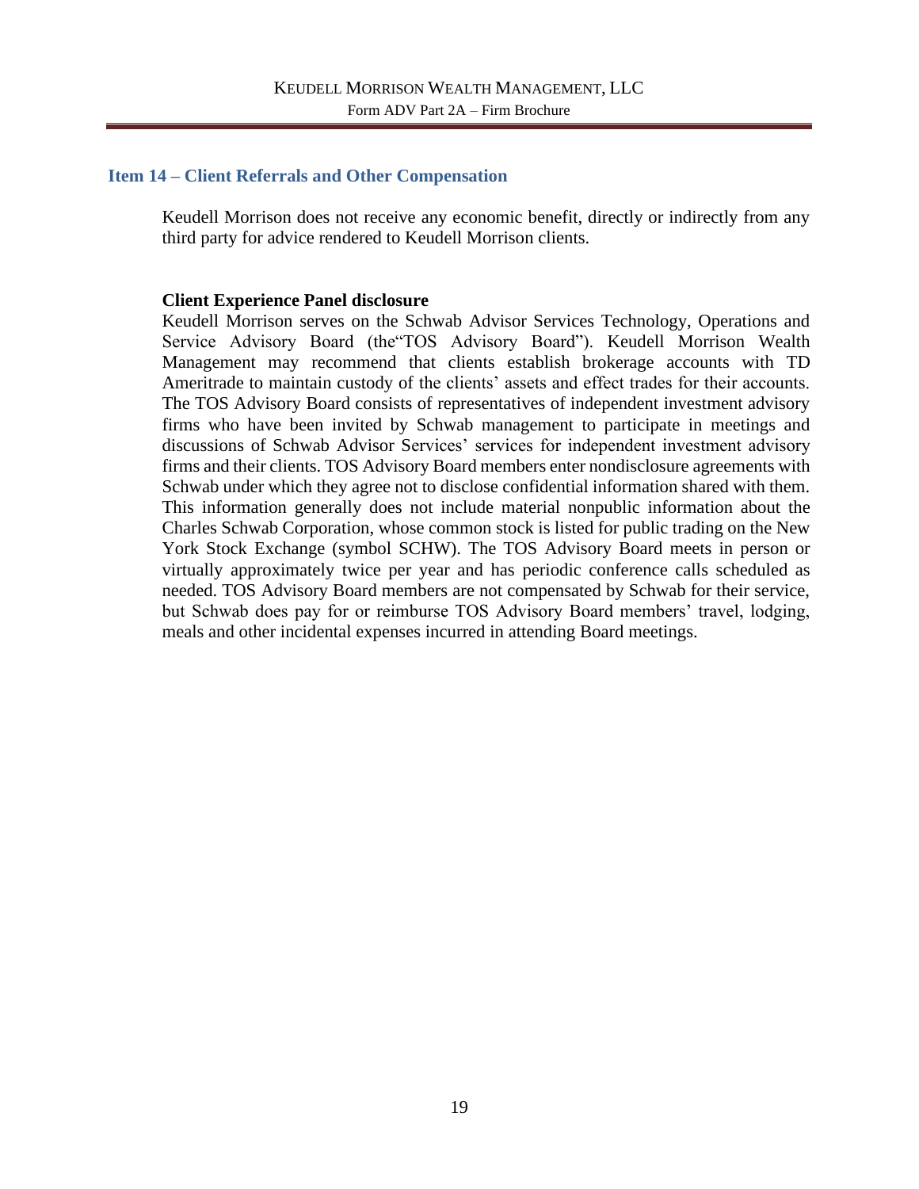## Item 14 – Client Referrals and Other Compensation

Keudell Morrison does not receive any economic benefit, directly or indirectly from any third party for advice rendered to Keudell Morrison clients.

**Client Experience Panel disclosure**

Keudell Morrison serves on the Schwab Advisor Services Technology, Operations and Service Advisory Board (the"TOS Advisory Board"). Keudell Morrison Wealth Management may recommend that clients establish brokerage accounts with TD Ameritrade to maintain custody of the clients' assets and effect trades for their accounts. The TOS Advisory Board consists of representatives of independent investment advisory firms who have been invited by Schwab management to participate in meetings and discussions of Schwab Advisor Services' services for independent investment advisory firms and their clients. TOS Advisory Board members enter nondisclosure agreements with Schwab under which they agree not to disclose confidential information shared with them. This information generally does not include material nonpublic information about the Charles Schwab Corporation, whose common stock is listed for public trading on the New York Stock Exchange (symbol SCHW). The TOS Advisory Board meets in person or virtually approximately twice per year and has periodic conference calls scheduled as needed. TOS Advisory Board members are not compensated by Schwab for their service, but Schwab does pay for or reimburse TOS Advisory Board members' travel, lodging, meals and other incidental expenses incurred in attending Board meetings.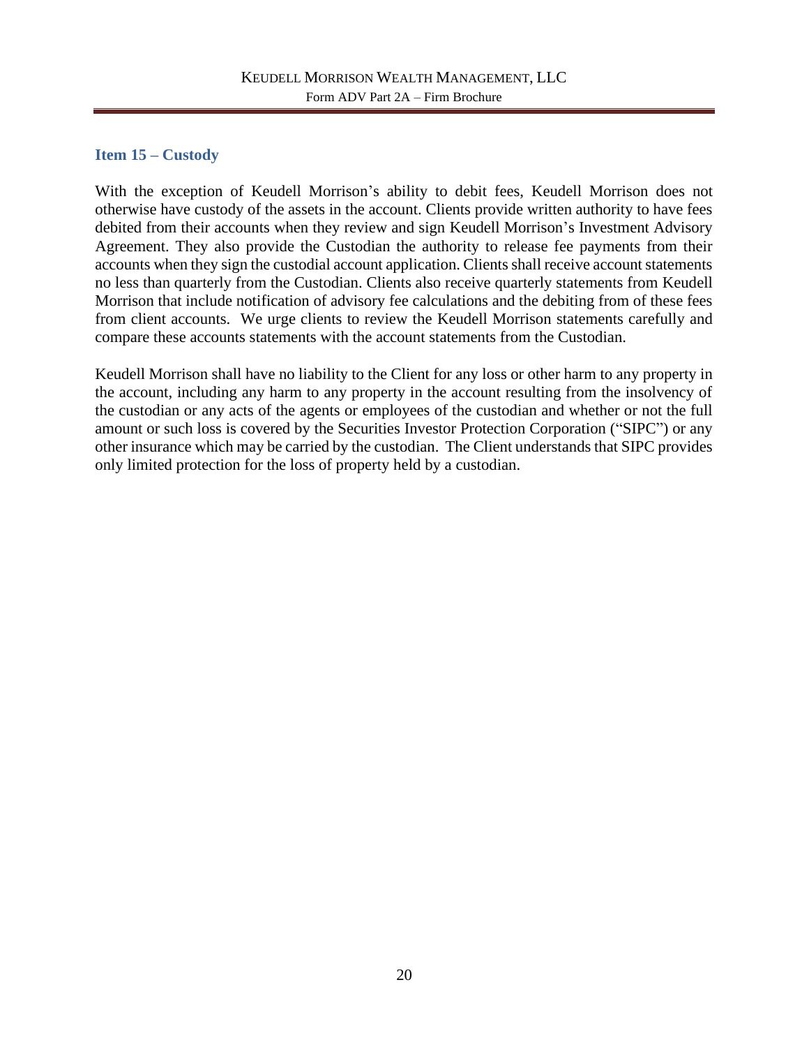## Item 15 – Custody

With the exception of Keudell Morrison's ability to debit fees, Keudell Morrison does not otherwise have custody of the assets in the account. Clients provide written authority to have fees debited from their accounts when they review and sign Keudell Morrison's Investment Advisory Agreement. They also provide the Custodian the authority to release fee payments from their accounts when they sign the custodial account application. Clients shall receive account statements no less than quarterly from the Custodian. Clients also receive quarterly statements from Keudell Morrison that include notification of advisory fee calculations and the debiting from of these fees from client accounts. We urge clients to review the Keudell Morrison statements carefully and compare these accounts statements with the account statements from the Custodian.

Keudell Morrison shall have no liability to the Client for any loss or other harm to any property in the account, including any harm to any property in the account resulting from the insolvency of the custodian or any acts of the agents or employees of the custodian and whether or not the full amount or such loss is covered by the Securities Investor Protection Corporation ("SIPC") or any other insurance which may be carried by the custodian. The Client understands that SIPC provides only limited protection for the loss of property held by a custodian.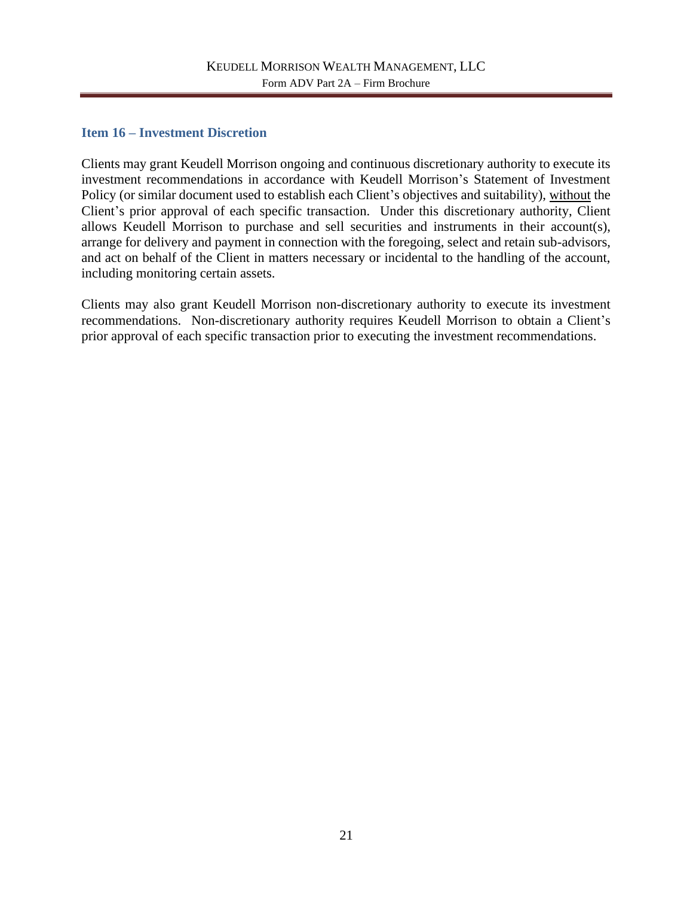## Item 16 – Investment Discretion

Clients may grant Keudell Morrison ongoing and continuous discretionary authority to execute its investment recommendations in accordance with Keudell Morrison's Statement of Investment Policy (or similar document used to establish each Client's objectives and suitability), without the Client's prior approval of each specific transaction. Under this discretionary authority, Client allows Keudell Morrison to purchase and sell securities and instruments in their account(s), arrange for delivery and payment in connection with the foregoing, select and retain sub-advisors, and act on behalf of the Client in matters necessary or incidental to the handling of the account, including monitoring certain assets.

Clients may also grant Keudell Morrison non-discretionary authority to execute its investment recommendations. Non-discretionary authority requires Keudell Morrison to obtain a Client's prior approval of each specific transaction prior to executing the investment recommendations.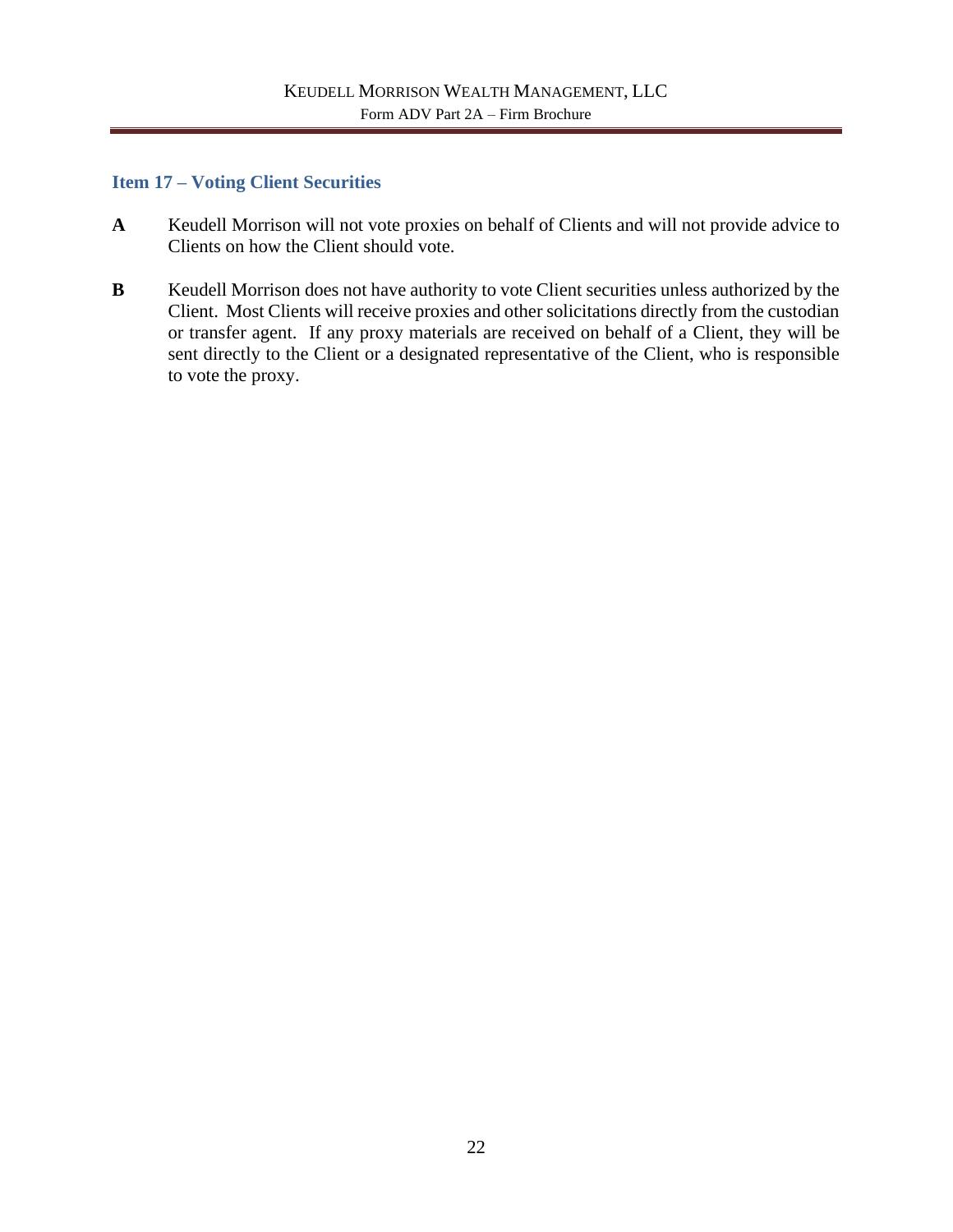## Item 17 – Voting Client Securities

**A** Keudell Morrison will not vote proxies on behalf of Clients and will not provide advice to Clients on how the Client should vote.

**B** Keudell Morrison does not have authority to vote Client securities unless authorized by the Client. Most Clients will receive proxies and other solicitations directly from the custodian or transfer agent. If any proxy materials are received on behalf of a Client, they will be sent directly to the Client or a designated representative of the Client, who is responsible to vote the proxy.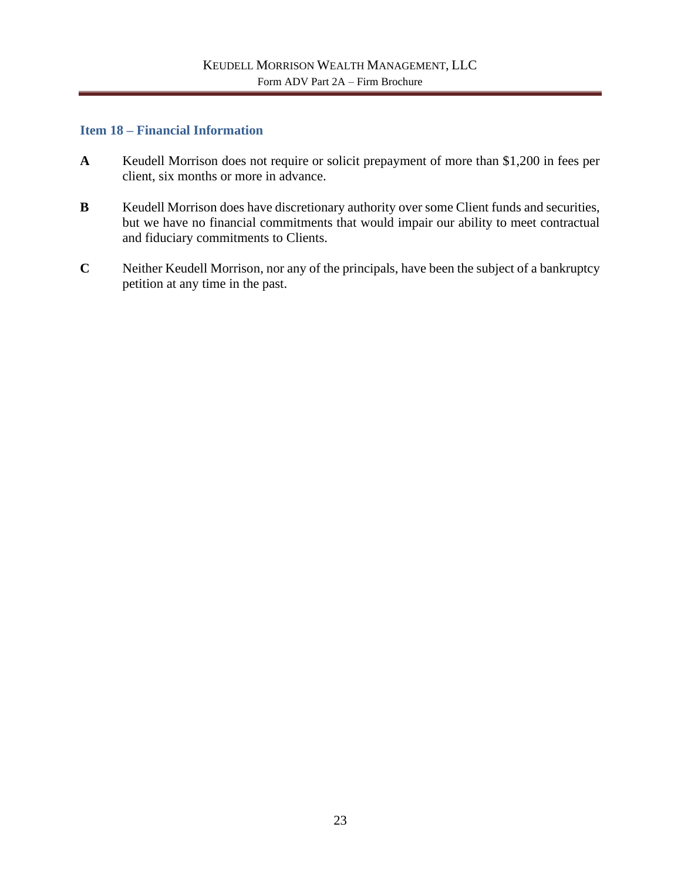## Item 18 – Financial Information

**A** Keudell Morrison does not require or solicit prepayment of more than $1,200 in fees per client, six months or more in advance.

**B** Keudell Morrison does have discretionary authority over some Client funds and securities, but we have no financial commitments that would impair our ability to meet contractual and fiduciary commitments to Clients.

**C** Neither Keudell Morrison, nor any of the principals, have been the subject of a bankruptcy petition at any time in the past.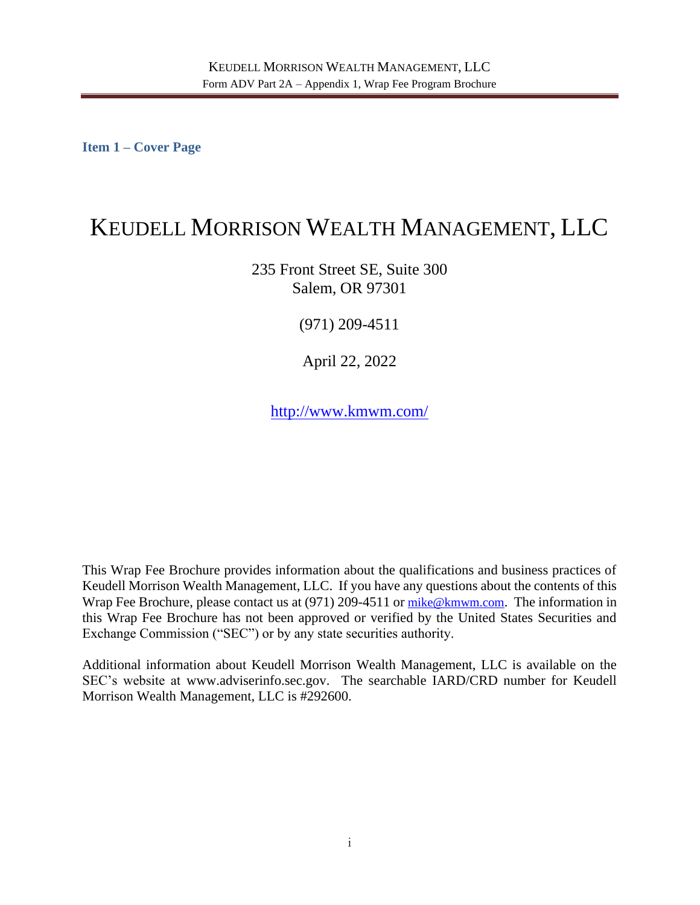## Item 1 – Cover Page

# KEUDELL MORRISON WEALTH MANAGEMENT, LLC

235 Front Street SE, Suite 300
Salem, OR 97301

(971) 209-4511

April 22, 2022

http://www.kmwm.com/

This Wrap Fee Brochure provides information about the qualifications and business practices of Keudell Morrison Wealth Management, LLC. If you have any questions about the contents of this Wrap Fee Brochure, please contact us at (971) 209-4511 or mike@kmwm.com. The information in this Wrap Fee Brochure has not been approved or verified by the United States Securities and Exchange Commission ("SEC") or by any state securities authority.

Additional information about Keudell Morrison Wealth Management, LLC is available on the SEC's website at www.adviserinfo.sec.gov. The searchable IARD/CRD number for Keudell Morrison Wealth Management, LLC is #292600.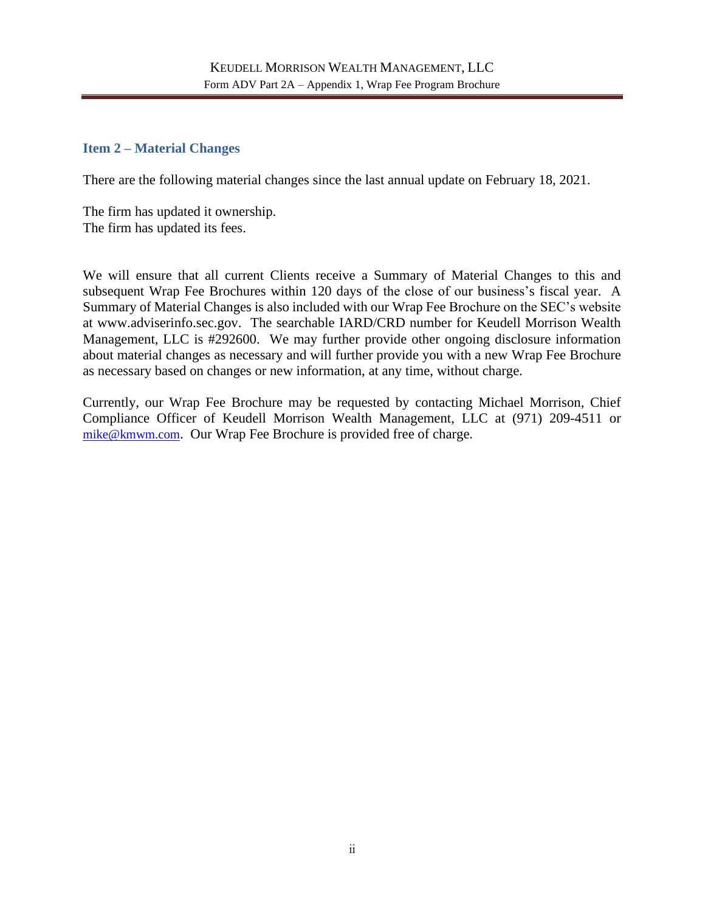## Item 2 – Material Changes

There are the following material changes since the last annual update on February 18, 2021.

The firm has updated it ownership.
The firm has updated its fees.

We will ensure that all current Clients receive a Summary of Material Changes to this and subsequent Wrap Fee Brochures within 120 days of the close of our business's fiscal year. A Summary of Material Changes is also included with our Wrap Fee Brochure on the SEC's website at www.adviserinfo.sec.gov. The searchable IARD/CRD number for Keudell Morrison Wealth Management, LLC is #292600. We may further provide other ongoing disclosure information about material changes as necessary and will further provide you with a new Wrap Fee Brochure as necessary based on changes or new information, at any time, without charge.

Currently, our Wrap Fee Brochure may be requested by contacting Michael Morrison, Chief Compliance Officer of Keudell Morrison Wealth Management, LLC at (971) 209-4511 or mike@kmwm.com. Our Wrap Fee Brochure is provided free of charge.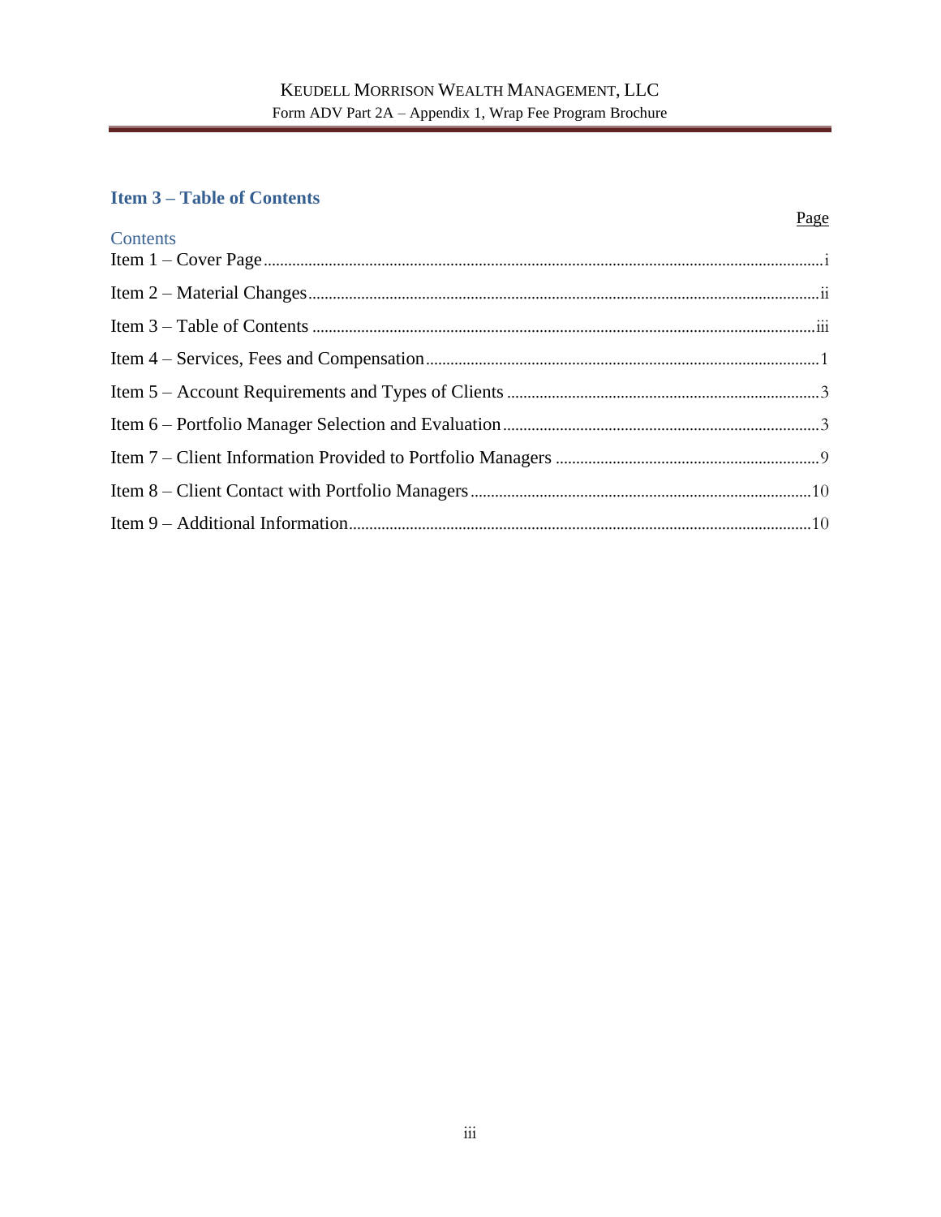## Item 3 – Table of Contents

| Contents | Page |
|---|---|
| Item 1 – Cover Page | i |
| Item 2 – Material Changes | ii |
| Item 3 – Table of Contents | iii |
| Item 4 – Services, Fees and Compensation | 1 |
| Item 5 – Account Requirements and Types of Clients | 3 |
| Item 6 – Portfolio Manager Selection and Evaluation | 3 |
| Item 7 – Client Information Provided to Portfolio Managers | 9 |
| Item 8 – Client Contact with Portfolio Managers | 10 |
| Item 9 – Additional Information | 10 |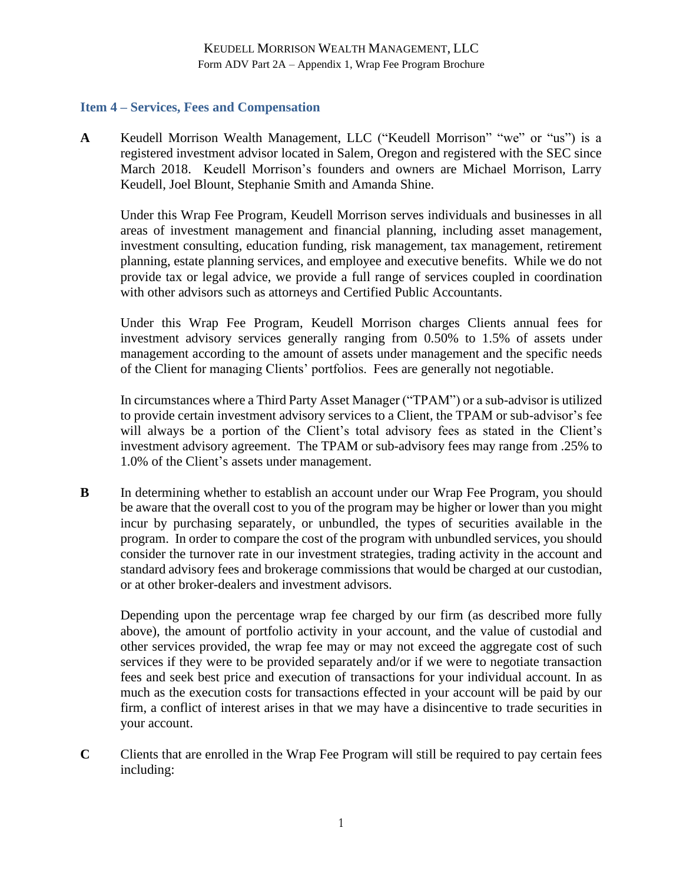## Item 4 – Services, Fees and Compensation

**A** Keudell Morrison Wealth Management, LLC ("Keudell Morrison" "we" or "us") is a registered investment advisor located in Salem, Oregon and registered with the SEC since March 2018. Keudell Morrison's founders and owners are Michael Morrison, Larry Keudell, Joel Blount, Stephanie Smith and Amanda Shine.

Under this Wrap Fee Program, Keudell Morrison serves individuals and businesses in all areas of investment management and financial planning, including asset management, investment consulting, education funding, risk management, tax management, retirement planning, estate planning services, and employee and executive benefits. While we do not provide tax or legal advice, we provide a full range of services coupled in coordination with other advisors such as attorneys and Certified Public Accountants.

Under this Wrap Fee Program, Keudell Morrison charges Clients annual fees for investment advisory services generally ranging from 0.50% to 1.5% of assets under management according to the amount of assets under management and the specific needs of the Client for managing Clients' portfolios. Fees are generally not negotiable.

In circumstances where a Third Party Asset Manager ("TPAM") or a sub-advisor is utilized to provide certain investment advisory services to a Client, the TPAM or sub-advisor's fee will always be a portion of the Client's total advisory fees as stated in the Client's investment advisory agreement. The TPAM or sub-advisory fees may range from .25% to 1.0% of the Client's assets under management.

**B** In determining whether to establish an account under our Wrap Fee Program, you should be aware that the overall cost to you of the program may be higher or lower than you might incur by purchasing separately, or unbundled, the types of securities available in the program. In order to compare the cost of the program with unbundled services, you should consider the turnover rate in our investment strategies, trading activity in the account and standard advisory fees and brokerage commissions that would be charged at our custodian, or at other broker-dealers and investment advisors.

Depending upon the percentage wrap fee charged by our firm (as described more fully above), the amount of portfolio activity in your account, and the value of custodial and other services provided, the wrap fee may or may not exceed the aggregate cost of such services if they were to be provided separately and/or if we were to negotiate transaction fees and seek best price and execution of transactions for your individual account. In as much as the execution costs for transactions effected in your account will be paid by our firm, a conflict of interest arises in that we may have a disincentive to trade securities in your account.

**C** Clients that are enrolled in the Wrap Fee Program will still be required to pay certain fees including: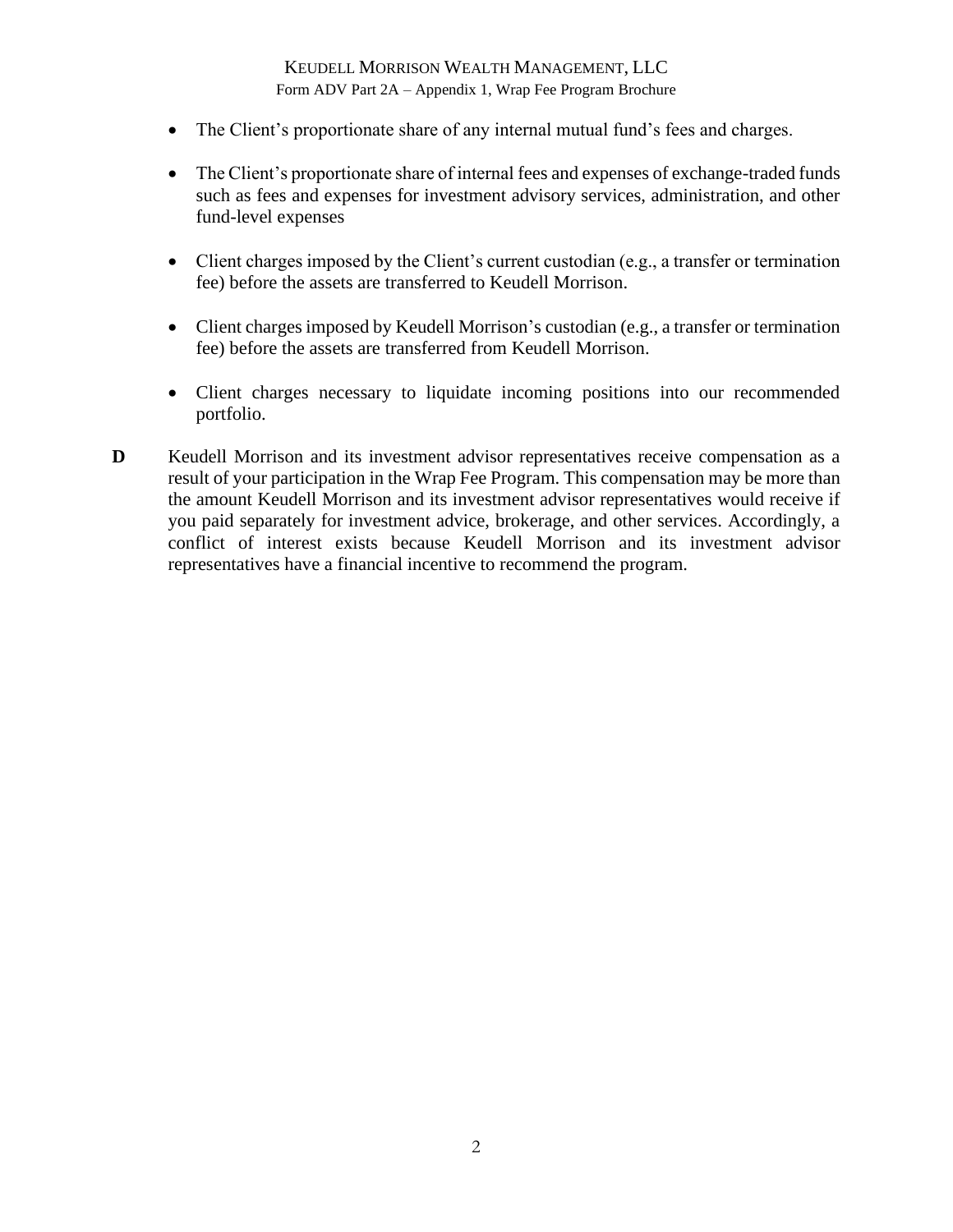- The Client's proportionate share of any internal mutual fund's fees and charges.
- The Client's proportionate share of internal fees and expenses of exchange-traded funds such as fees and expenses for investment advisory services, administration, and other fund-level expenses
- Client charges imposed by the Client's current custodian (e.g., a transfer or termination fee) before the assets are transferred to Keudell Morrison.
- Client charges imposed by Keudell Morrison's custodian (e.g., a transfer or termination fee) before the assets are transferred from Keudell Morrison.
- Client charges necessary to liquidate incoming positions into our recommended portfolio.

**D** Keudell Morrison and its investment advisor representatives receive compensation as a result of your participation in the Wrap Fee Program. This compensation may be more than the amount Keudell Morrison and its investment advisor representatives would receive if you paid separately for investment advice, brokerage, and other services. Accordingly, a conflict of interest exists because Keudell Morrison and its investment advisor representatives have a financial incentive to recommend the program.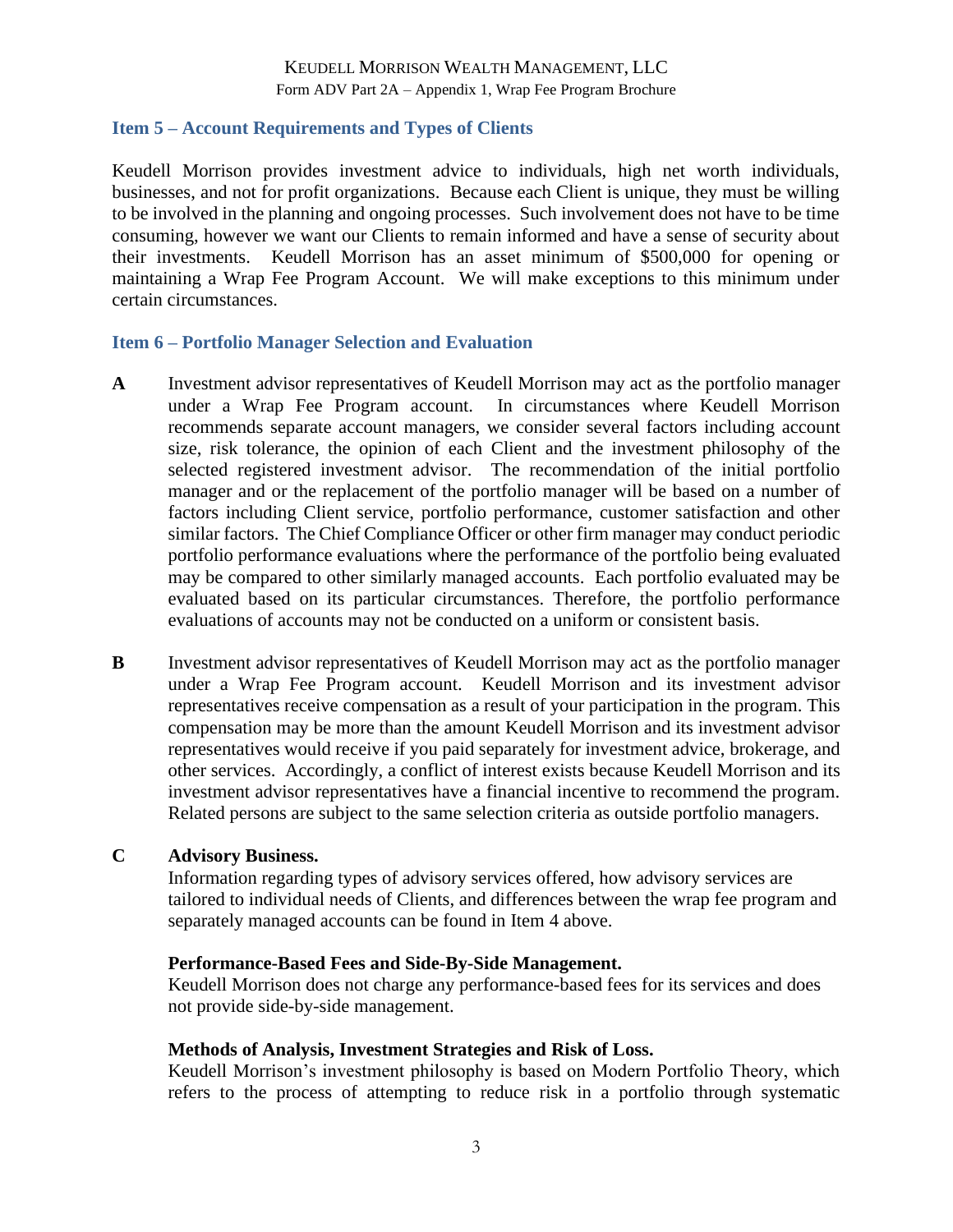## Item 5 – Account Requirements and Types of Clients

Keudell Morrison provides investment advice to individuals, high net worth individuals, businesses, and not for profit organizations. Because each Client is unique, they must be willing to be involved in the planning and ongoing processes. Such involvement does not have to be time consuming, however we want our Clients to remain informed and have a sense of security about their investments. Keudell Morrison has an asset minimum of $500,000 for opening or maintaining a Wrap Fee Program Account. We will make exceptions to this minimum under certain circumstances.

## Item 6 – Portfolio Manager Selection and Evaluation

**A** Investment advisor representatives of Keudell Morrison may act as the portfolio manager under a Wrap Fee Program account. In circumstances where Keudell Morrison recommends separate account managers, we consider several factors including account size, risk tolerance, the opinion of each Client and the investment philosophy of the selected registered investment advisor. The recommendation of the initial portfolio manager and or the replacement of the portfolio manager will be based on a number of factors including Client service, portfolio performance, customer satisfaction and other similar factors. The Chief Compliance Officer or other firm manager may conduct periodic portfolio performance evaluations where the performance of the portfolio being evaluated may be compared to other similarly managed accounts. Each portfolio evaluated may be evaluated based on its particular circumstances. Therefore, the portfolio performance evaluations of accounts may not be conducted on a uniform or consistent basis.

**B** Investment advisor representatives of Keudell Morrison may act as the portfolio manager under a Wrap Fee Program account. Keudell Morrison and its investment advisor representatives receive compensation as a result of your participation in the program. This compensation may be more than the amount Keudell Morrison and its investment advisor representatives would receive if you paid separately for investment advice, brokerage, and other services. Accordingly, a conflict of interest exists because Keudell Morrison and its investment advisor representatives have a financial incentive to recommend the program. Related persons are subject to the same selection criteria as outside portfolio managers.

**C** **Advisory Business.**

Information regarding types of advisory services offered, how advisory services are tailored to individual needs of Clients, and differences between the wrap fee program and separately managed accounts can be found in Item 4 above.

**Performance-Based Fees and Side-By-Side Management.**

Keudell Morrison does not charge any performance-based fees for its services and does not provide side-by-side management.

**Methods of Analysis, Investment Strategies and Risk of Loss.**

Keudell Morrison's investment philosophy is based on Modern Portfolio Theory, which refers to the process of attempting to reduce risk in a portfolio through systematic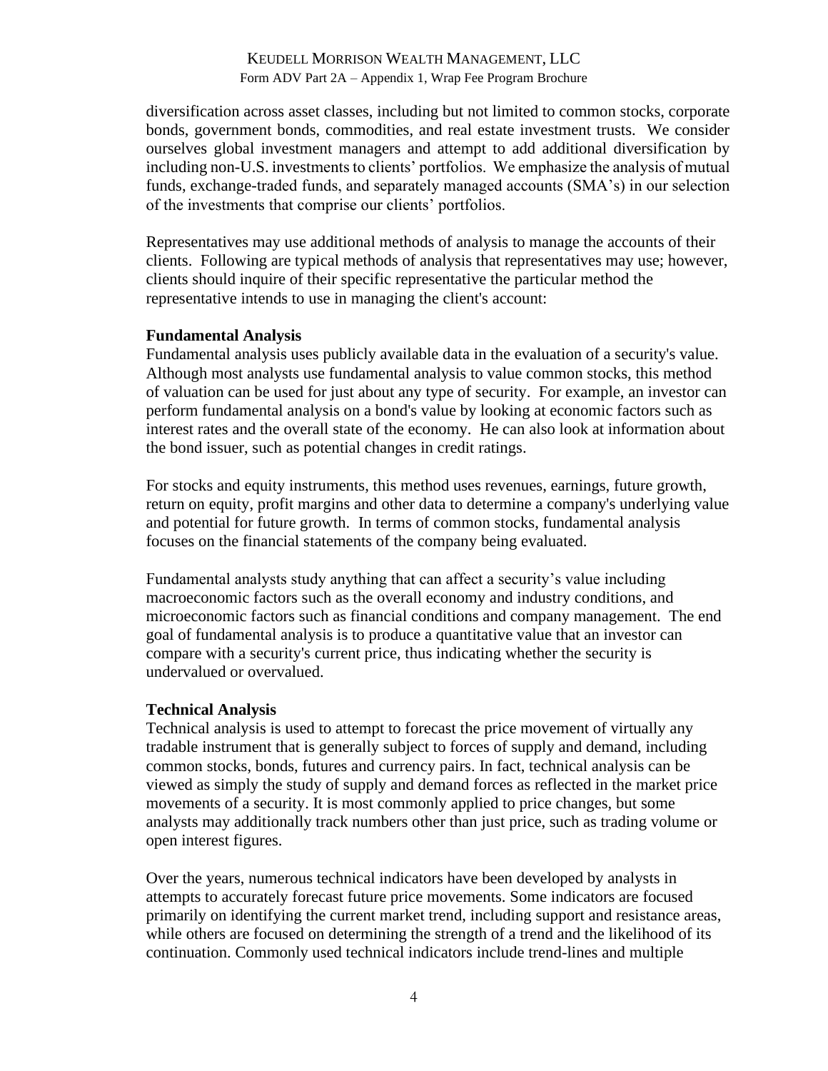diversification across asset classes, including but not limited to common stocks, corporate bonds, government bonds, commodities, and real estate investment trusts. We consider ourselves global investment managers and attempt to add additional diversification by including non-U.S. investments to clients' portfolios. We emphasize the analysis of mutual funds, exchange-traded funds, and separately managed accounts (SMA's) in our selection of the investments that comprise our clients' portfolios.

Representatives may use additional methods of analysis to manage the accounts of their clients. Following are typical methods of analysis that representatives may use; however, clients should inquire of their specific representative the particular method the representative intends to use in managing the client's account:

**Fundamental Analysis**

Fundamental analysis uses publicly available data in the evaluation of a security's value. Although most analysts use fundamental analysis to value common stocks, this method of valuation can be used for just about any type of security. For example, an investor can perform fundamental analysis on a bond's value by looking at economic factors such as interest rates and the overall state of the economy. He can also look at information about the bond issuer, such as potential changes in credit ratings.

For stocks and equity instruments, this method uses revenues, earnings, future growth, return on equity, profit margins and other data to determine a company's underlying value and potential for future growth. In terms of common stocks, fundamental analysis focuses on the financial statements of the company being evaluated.

Fundamental analysts study anything that can affect a security's value including macroeconomic factors such as the overall economy and industry conditions, and microeconomic factors such as financial conditions and company management. The end goal of fundamental analysis is to produce a quantitative value that an investor can compare with a security's current price, thus indicating whether the security is undervalued or overvalued.

**Technical Analysis**

Technical analysis is used to attempt to forecast the price movement of virtually any tradable instrument that is generally subject to forces of supply and demand, including common stocks, bonds, futures and currency pairs. In fact, technical analysis can be viewed as simply the study of supply and demand forces as reflected in the market price movements of a security. It is most commonly applied to price changes, but some analysts may additionally track numbers other than just price, such as trading volume or open interest figures.

Over the years, numerous technical indicators have been developed by analysts in attempts to accurately forecast future price movements. Some indicators are focused primarily on identifying the current market trend, including support and resistance areas, while others are focused on determining the strength of a trend and the likelihood of its continuation. Commonly used technical indicators include trend-lines and multiple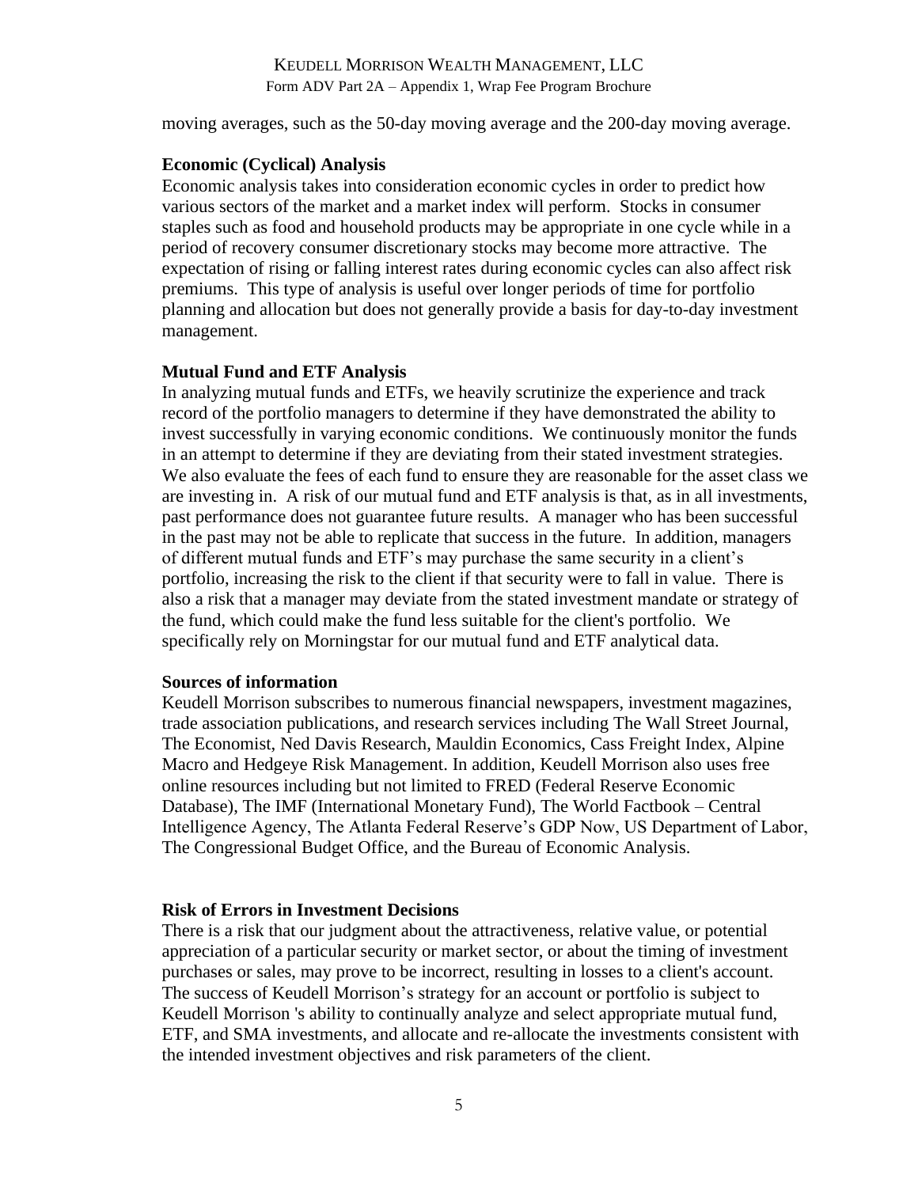moving averages, such as the 50-day moving average and the 200-day moving average.

**Economic (Cyclical) Analysis**
Economic analysis takes into consideration economic cycles in order to predict how various sectors of the market and a market index will perform. Stocks in consumer staples such as food and household products may be appropriate in one cycle while in a period of recovery consumer discretionary stocks may become more attractive. The expectation of rising or falling interest rates during economic cycles can also affect risk premiums. This type of analysis is useful over longer periods of time for portfolio planning and allocation but does not generally provide a basis for day-to-day investment management.

**Mutual Fund and ETF Analysis**
In analyzing mutual funds and ETFs, we heavily scrutinize the experience and track record of the portfolio managers to determine if they have demonstrated the ability to invest successfully in varying economic conditions. We continuously monitor the funds in an attempt to determine if they are deviating from their stated investment strategies. We also evaluate the fees of each fund to ensure they are reasonable for the asset class we are investing in. A risk of our mutual fund and ETF analysis is that, as in all investments, past performance does not guarantee future results. A manager who has been successful in the past may not be able to replicate that success in the future. In addition, managers of different mutual funds and ETF's may purchase the same security in a client's portfolio, increasing the risk to the client if that security were to fall in value. There is also a risk that a manager may deviate from the stated investment mandate or strategy of the fund, which could make the fund less suitable for the client's portfolio. We specifically rely on Morningstar for our mutual fund and ETF analytical data.

**Sources of information**
Keudell Morrison subscribes to numerous financial newspapers, investment magazines, trade association publications, and research services including The Wall Street Journal, The Economist, Ned Davis Research, Mauldin Economics, Cass Freight Index, Alpine Macro and Hedgeye Risk Management. In addition, Keudell Morrison also uses free online resources including but not limited to FRED (Federal Reserve Economic Database), The IMF (International Monetary Fund), The World Factbook – Central Intelligence Agency, The Atlanta Federal Reserve's GDP Now, US Department of Labor, The Congressional Budget Office, and the Bureau of Economic Analysis.

**Risk of Errors in Investment Decisions**
There is a risk that our judgment about the attractiveness, relative value, or potential appreciation of a particular security or market sector, or about the timing of investment purchases or sales, may prove to be incorrect, resulting in losses to a client's account. The success of Keudell Morrison's strategy for an account or portfolio is subject to Keudell Morrison 's ability to continually analyze and select appropriate mutual fund, ETF, and SMA investments, and allocate and re-allocate the investments consistent with the intended investment objectives and risk parameters of the client.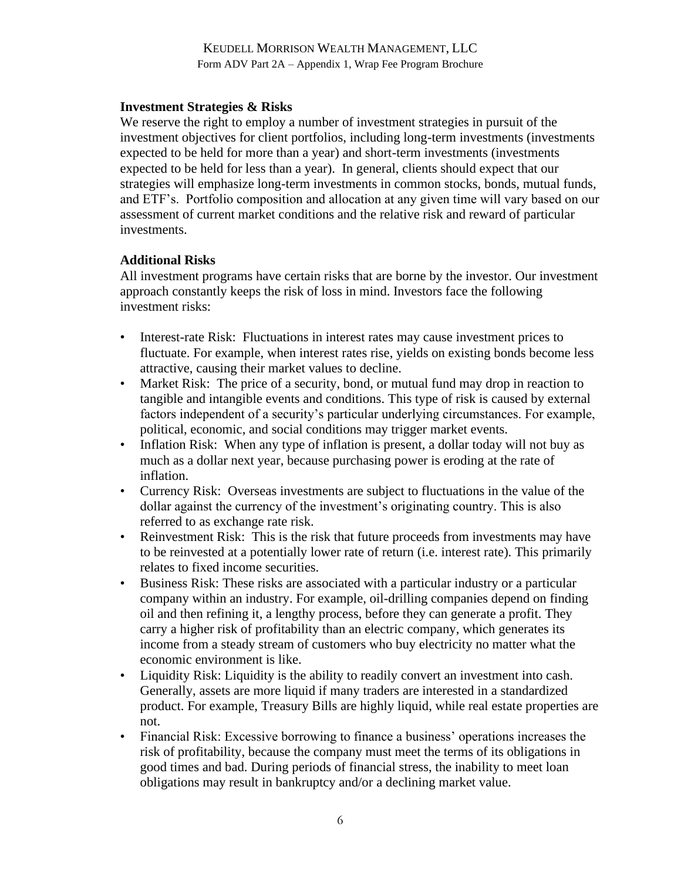## Investment Strategies & Risks

We reserve the right to employ a number of investment strategies in pursuit of the investment objectives for client portfolios, including long-term investments (investments expected to be held for more than a year) and short-term investments (investments expected to be held for less than a year). In general, clients should expect that our strategies will emphasize long-term investments in common stocks, bonds, mutual funds, and ETF's. Portfolio composition and allocation at any given time will vary based on our assessment of current market conditions and the relative risk and reward of particular investments.

## Additional Risks

All investment programs have certain risks that are borne by the investor. Our investment approach constantly keeps the risk of loss in mind. Investors face the following investment risks:

- Interest-rate Risk: Fluctuations in interest rates may cause investment prices to fluctuate. For example, when interest rates rise, yields on existing bonds become less attractive, causing their market values to decline.
- Market Risk: The price of a security, bond, or mutual fund may drop in reaction to tangible and intangible events and conditions. This type of risk is caused by external factors independent of a security's particular underlying circumstances. For example, political, economic, and social conditions may trigger market events.
- Inflation Risk: When any type of inflation is present, a dollar today will not buy as much as a dollar next year, because purchasing power is eroding at the rate of inflation.
- Currency Risk: Overseas investments are subject to fluctuations in the value of the dollar against the currency of the investment's originating country. This is also referred to as exchange rate risk.
- Reinvestment Risk: This is the risk that future proceeds from investments may have to be reinvested at a potentially lower rate of return (i.e. interest rate). This primarily relates to fixed income securities.
- Business Risk: These risks are associated with a particular industry or a particular company within an industry. For example, oil-drilling companies depend on finding oil and then refining it, a lengthy process, before they can generate a profit. They carry a higher risk of profitability than an electric company, which generates its income from a steady stream of customers who buy electricity no matter what the economic environment is like.
- Liquidity Risk: Liquidity is the ability to readily convert an investment into cash. Generally, assets are more liquid if many traders are interested in a standardized product. For example, Treasury Bills are highly liquid, while real estate properties are not.
- Financial Risk: Excessive borrowing to finance a business' operations increases the risk of profitability, because the company must meet the terms of its obligations in good times and bad. During periods of financial stress, the inability to meet loan obligations may result in bankruptcy and/or a declining market value.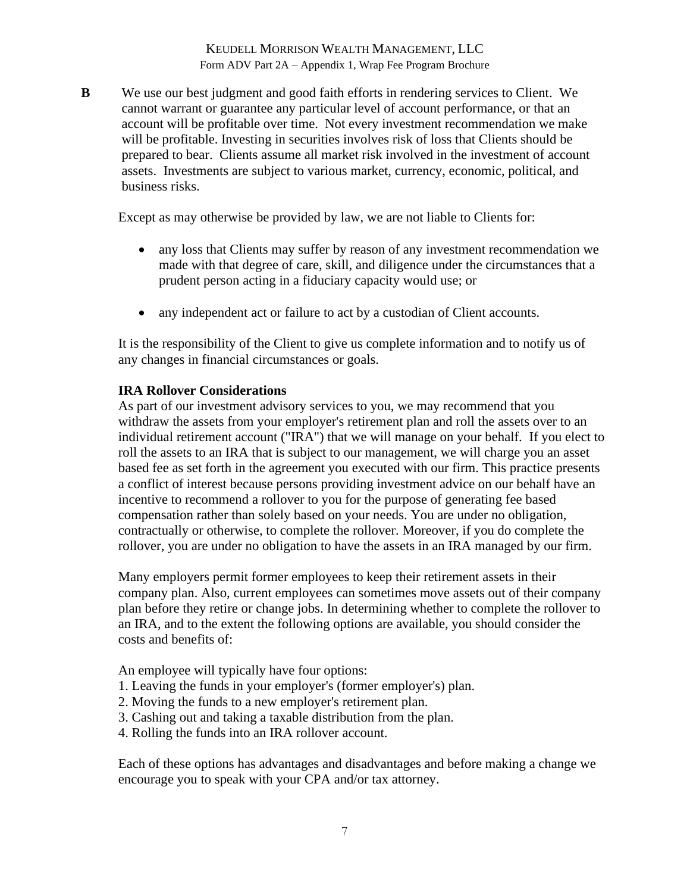**B** We use our best judgment and good faith efforts in rendering services to Client. We cannot warrant or guarantee any particular level of account performance, or that an account will be profitable over time. Not every investment recommendation we make will be profitable. Investing in securities involves risk of loss that Clients should be prepared to bear. Clients assume all market risk involved in the investment of account assets. Investments are subject to various market, currency, economic, political, and business risks.

Except as may otherwise be provided by law, we are not liable to Clients for:

- any loss that Clients may suffer by reason of any investment recommendation we made with that degree of care, skill, and diligence under the circumstances that a prudent person acting in a fiduciary capacity would use; or
- any independent act or failure to act by a custodian of Client accounts.

It is the responsibility of the Client to give us complete information and to notify us of any changes in financial circumstances or goals.

**IRA Rollover Considerations**

As part of our investment advisory services to you, we may recommend that you withdraw the assets from your employer's retirement plan and roll the assets over to an individual retirement account ("IRA") that we will manage on your behalf. If you elect to roll the assets to an IRA that is subject to our management, we will charge you an asset based fee as set forth in the agreement you executed with our firm. This practice presents a conflict of interest because persons providing investment advice on our behalf have an incentive to recommend a rollover to you for the purpose of generating fee based compensation rather than solely based on your needs. You are under no obligation, contractually or otherwise, to complete the rollover. Moreover, if you do complete the rollover, you are under no obligation to have the assets in an IRA managed by our firm.

Many employers permit former employees to keep their retirement assets in their company plan. Also, current employees can sometimes move assets out of their company plan before they retire or change jobs. In determining whether to complete the rollover to an IRA, and to the extent the following options are available, you should consider the costs and benefits of:

An employee will typically have four options:
1. Leaving the funds in your employer's (former employer's) plan.
2. Moving the funds to a new employer's retirement plan.
3. Cashing out and taking a taxable distribution from the plan.
4. Rolling the funds into an IRA rollover account.

Each of these options has advantages and disadvantages and before making a change we encourage you to speak with your CPA and/or tax attorney.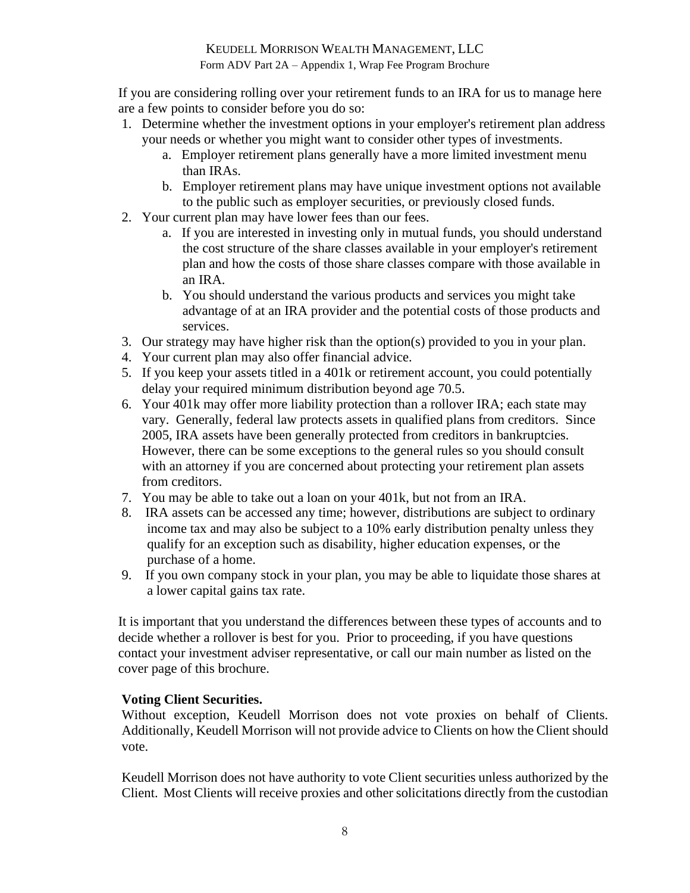If you are considering rolling over your retirement funds to an IRA for us to manage here are a few points to consider before you do so:

1. Determine whether the investment options in your employer's retirement plan address your needs or whether you might want to consider other types of investments.
   a. Employer retirement plans generally have a more limited investment menu than IRAs.
   b. Employer retirement plans may have unique investment options not available to the public such as employer securities, or previously closed funds.
2. Your current plan may have lower fees than our fees.
   a. If you are interested in investing only in mutual funds, you should understand the cost structure of the share classes available in your employer's retirement plan and how the costs of those share classes compare with those available in an IRA.
   b. You should understand the various products and services you might take advantage of at an IRA provider and the potential costs of those products and services.
3. Our strategy may have higher risk than the option(s) provided to you in your plan.
4. Your current plan may also offer financial advice.
5. If you keep your assets titled in a 401k or retirement account, you could potentially delay your required minimum distribution beyond age 70.5.
6. Your 401k may offer more liability protection than a rollover IRA; each state may vary. Generally, federal law protects assets in qualified plans from creditors. Since 2005, IRA assets have been generally protected from creditors in bankruptcies. However, there can be some exceptions to the general rules so you should consult with an attorney if you are concerned about protecting your retirement plan assets from creditors.
7. You may be able to take out a loan on your 401k, but not from an IRA.
8. IRA assets can be accessed any time; however, distributions are subject to ordinary income tax and may also be subject to a 10% early distribution penalty unless they qualify for an exception such as disability, higher education expenses, or the purchase of a home.
9. If you own company stock in your plan, you may be able to liquidate those shares at a lower capital gains tax rate.

It is important that you understand the differences between these types of accounts and to decide whether a rollover is best for you. Prior to proceeding, if you have questions contact your investment adviser representative, or call our main number as listed on the cover page of this brochure.

**Voting Client Securities.**

Without exception, Keudell Morrison does not vote proxies on behalf of Clients. Additionally, Keudell Morrison will not provide advice to Clients on how the Client should vote.

Keudell Morrison does not have authority to vote Client securities unless authorized by the Client. Most Clients will receive proxies and other solicitations directly from the custodian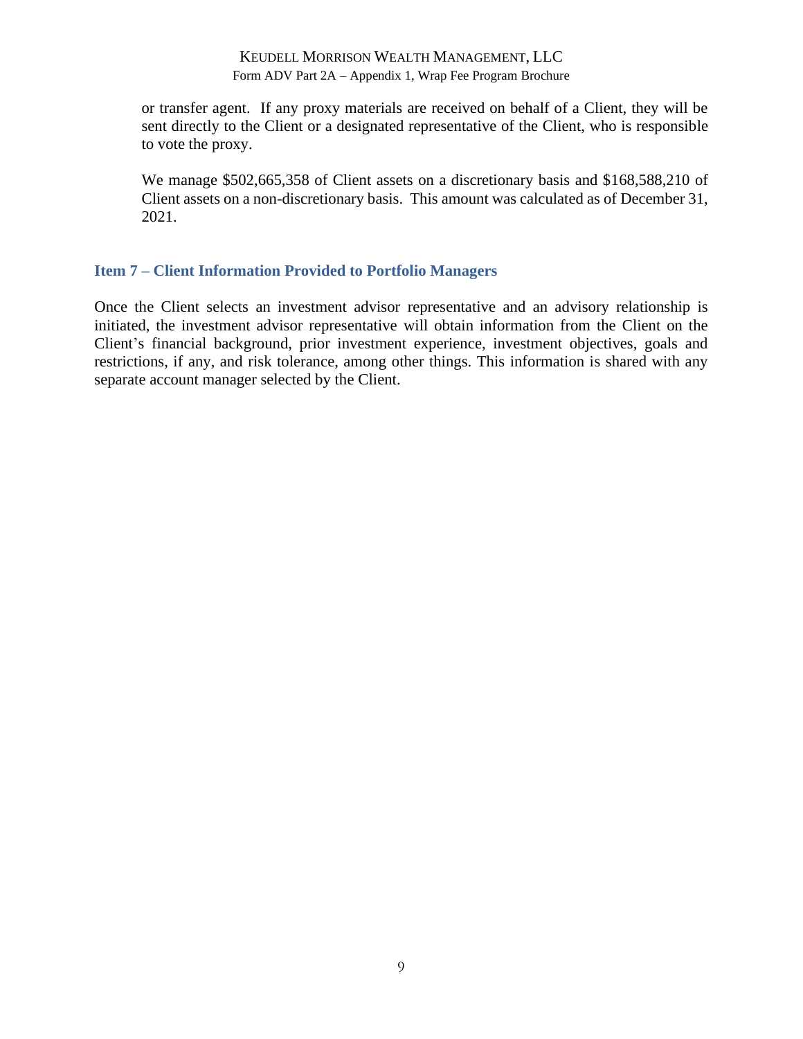or transfer agent. If any proxy materials are received on behalf of a Client, they will be sent directly to the Client or a designated representative of the Client, who is responsible to vote the proxy.

We manage $502,665,358 of Client assets on a discretionary basis and $168,588,210 of Client assets on a non-discretionary basis. This amount was calculated as of December 31, 2021.

## Item 7 – Client Information Provided to Portfolio Managers

Once the Client selects an investment advisor representative and an advisory relationship is initiated, the investment advisor representative will obtain information from the Client on the Client's financial background, prior investment experience, investment objectives, goals and restrictions, if any, and risk tolerance, among other things. This information is shared with any separate account manager selected by the Client.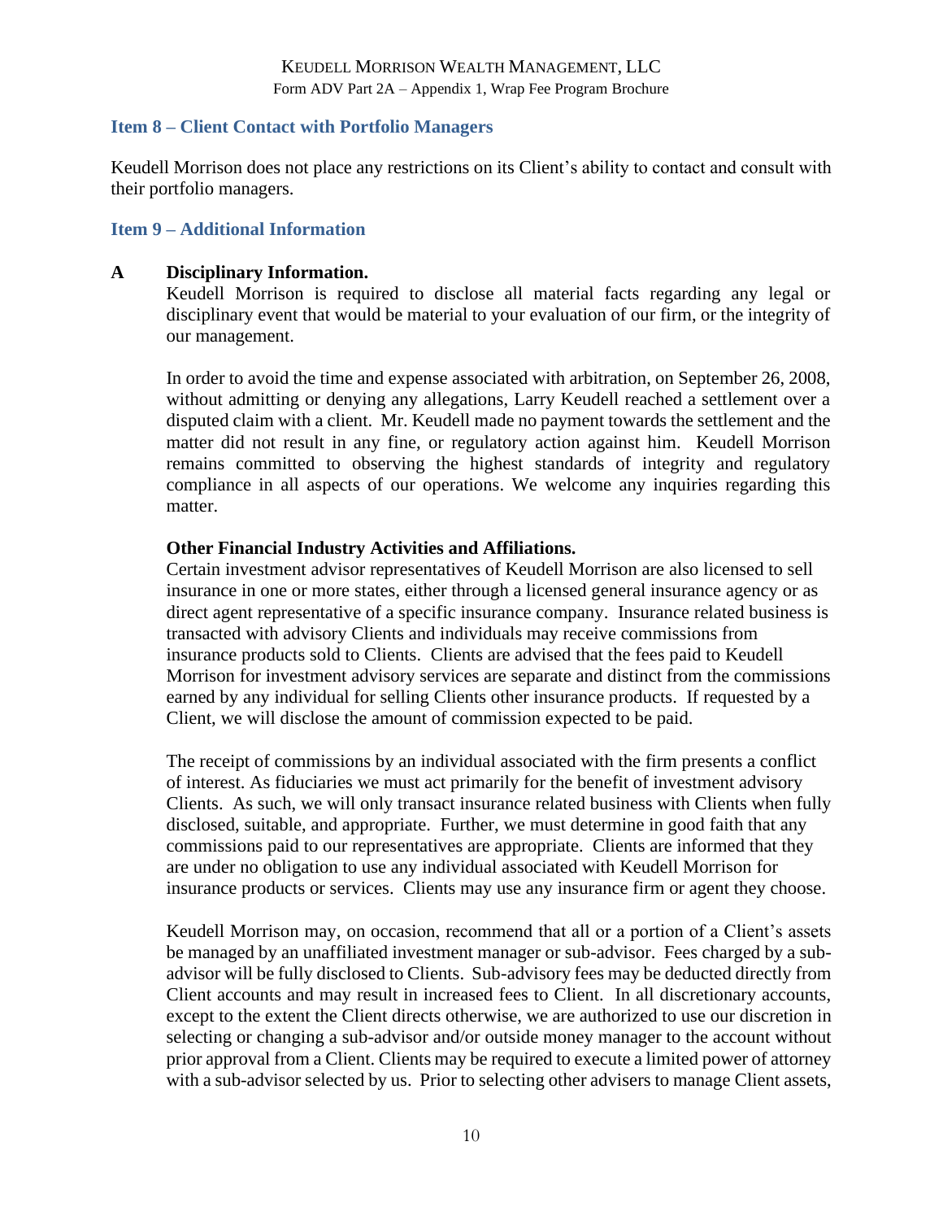## Item 8 – Client Contact with Portfolio Managers

Keudell Morrison does not place any restrictions on its Client's ability to contact and consult with their portfolio managers.

## Item 9 – Additional Information

**A Disciplinary Information.**

Keudell Morrison is required to disclose all material facts regarding any legal or disciplinary event that would be material to your evaluation of our firm, or the integrity of our management.

In order to avoid the time and expense associated with arbitration, on September 26, 2008, without admitting or denying any allegations, Larry Keudell reached a settlement over a disputed claim with a client. Mr. Keudell made no payment towards the settlement and the matter did not result in any fine, or regulatory action against him. Keudell Morrison remains committed to observing the highest standards of integrity and regulatory compliance in all aspects of our operations. We welcome any inquiries regarding this matter.

**Other Financial Industry Activities and Affiliations.**

Certain investment advisor representatives of Keudell Morrison are also licensed to sell insurance in one or more states, either through a licensed general insurance agency or as direct agent representative of a specific insurance company. Insurance related business is transacted with advisory Clients and individuals may receive commissions from insurance products sold to Clients. Clients are advised that the fees paid to Keudell Morrison for investment advisory services are separate and distinct from the commissions earned by any individual for selling Clients other insurance products. If requested by a Client, we will disclose the amount of commission expected to be paid.

The receipt of commissions by an individual associated with the firm presents a conflict of interest. As fiduciaries we must act primarily for the benefit of investment advisory Clients. As such, we will only transact insurance related business with Clients when fully disclosed, suitable, and appropriate. Further, we must determine in good faith that any commissions paid to our representatives are appropriate. Clients are informed that they are under no obligation to use any individual associated with Keudell Morrison for insurance products or services. Clients may use any insurance firm or agent they choose.

Keudell Morrison may, on occasion, recommend that all or a portion of a Client's assets be managed by an unaffiliated investment manager or sub-advisor. Fees charged by a sub-advisor will be fully disclosed to Clients. Sub-advisory fees may be deducted directly from Client accounts and may result in increased fees to Client. In all discretionary accounts, except to the extent the Client directs otherwise, we are authorized to use our discretion in selecting or changing a sub-advisor and/or outside money manager to the account without prior approval from a Client. Clients may be required to execute a limited power of attorney with a sub-advisor selected by us. Prior to selecting other advisers to manage Client assets,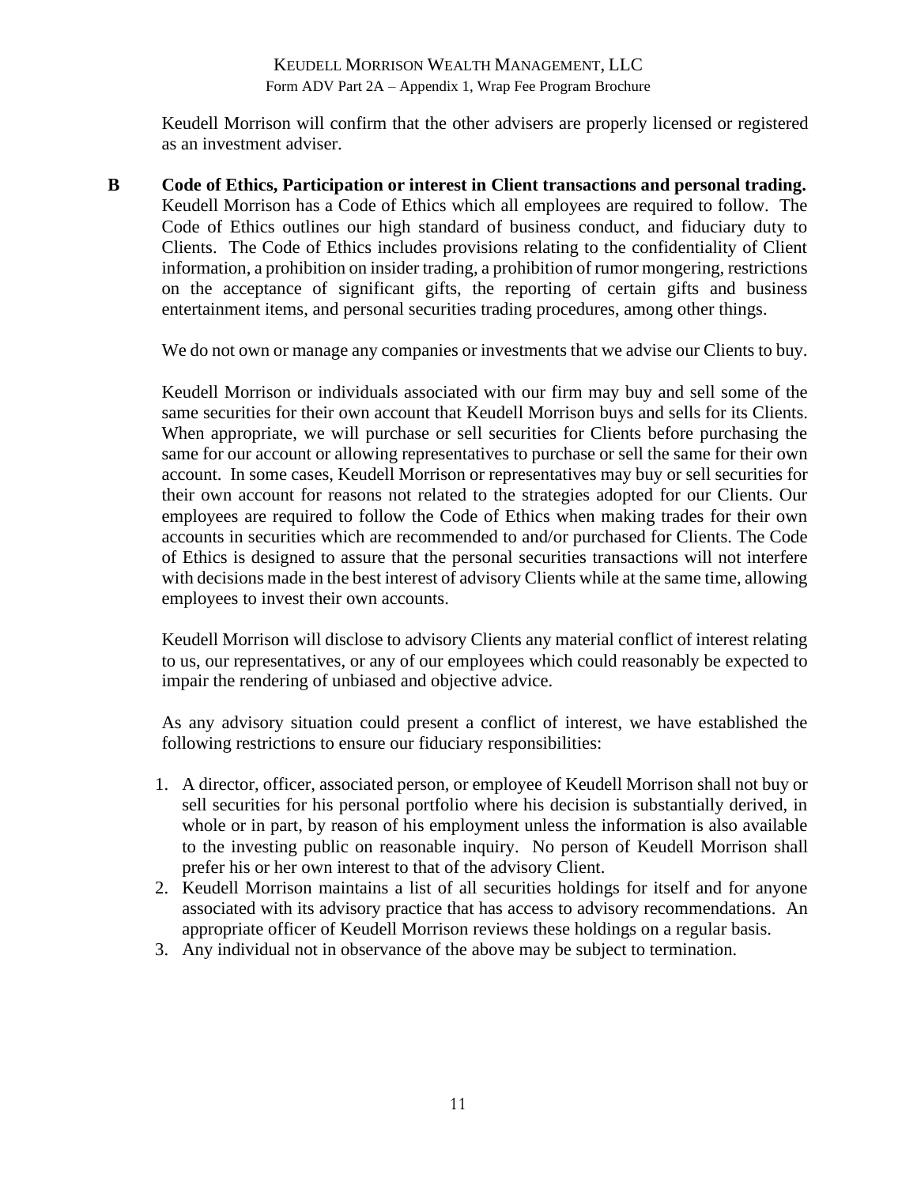Keudell Morrison will confirm that the other advisers are properly licensed or registered as an investment adviser.

**B Code of Ethics, Participation or interest in Client transactions and personal trading.** Keudell Morrison has a Code of Ethics which all employees are required to follow. The Code of Ethics outlines our high standard of business conduct, and fiduciary duty to Clients. The Code of Ethics includes provisions relating to the confidentiality of Client information, a prohibition on insider trading, a prohibition of rumor mongering, restrictions on the acceptance of significant gifts, the reporting of certain gifts and business entertainment items, and personal securities trading procedures, among other things.

We do not own or manage any companies or investments that we advise our Clients to buy.

Keudell Morrison or individuals associated with our firm may buy and sell some of the same securities for their own account that Keudell Morrison buys and sells for its Clients. When appropriate, we will purchase or sell securities for Clients before purchasing the same for our account or allowing representatives to purchase or sell the same for their own account. In some cases, Keudell Morrison or representatives may buy or sell securities for their own account for reasons not related to the strategies adopted for our Clients. Our employees are required to follow the Code of Ethics when making trades for their own accounts in securities which are recommended to and/or purchased for Clients. The Code of Ethics is designed to assure that the personal securities transactions will not interfere with decisions made in the best interest of advisory Clients while at the same time, allowing employees to invest their own accounts.

Keudell Morrison will disclose to advisory Clients any material conflict of interest relating to us, our representatives, or any of our employees which could reasonably be expected to impair the rendering of unbiased and objective advice.

As any advisory situation could present a conflict of interest, we have established the following restrictions to ensure our fiduciary responsibilities:

1. A director, officer, associated person, or employee of Keudell Morrison shall not buy or sell securities for his personal portfolio where his decision is substantially derived, in whole or in part, by reason of his employment unless the information is also available to the investing public on reasonable inquiry. No person of Keudell Morrison shall prefer his or her own interest to that of the advisory Client.
2. Keudell Morrison maintains a list of all securities holdings for itself and for anyone associated with its advisory practice that has access to advisory recommendations. An appropriate officer of Keudell Morrison reviews these holdings on a regular basis.
3. Any individual not in observance of the above may be subject to termination.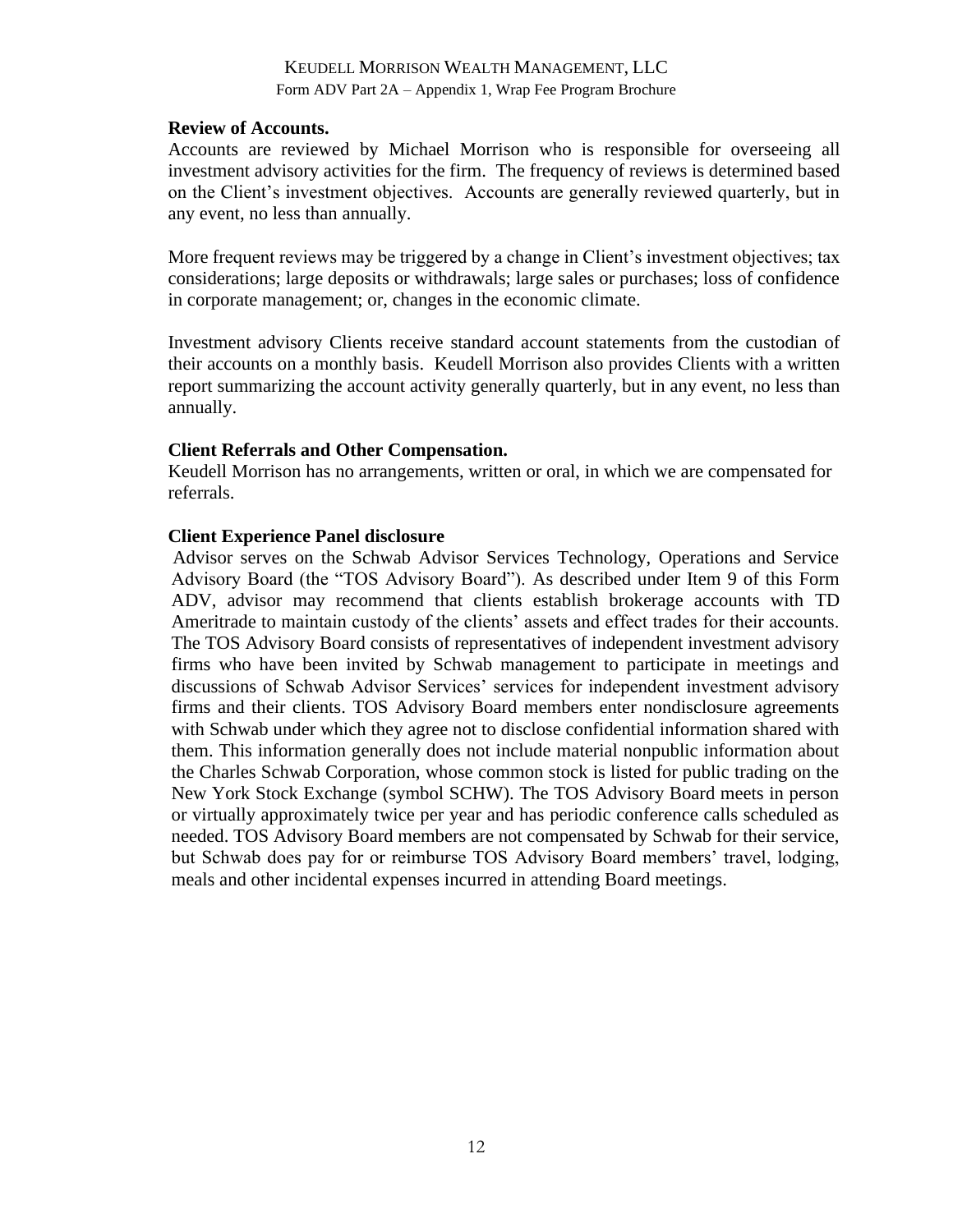**Review of Accounts.**

Accounts are reviewed by Michael Morrison who is responsible for overseeing all investment advisory activities for the firm. The frequency of reviews is determined based on the Client's investment objectives. Accounts are generally reviewed quarterly, but in any event, no less than annually.

More frequent reviews may be triggered by a change in Client's investment objectives; tax considerations; large deposits or withdrawals; large sales or purchases; loss of confidence in corporate management; or, changes in the economic climate.

Investment advisory Clients receive standard account statements from the custodian of their accounts on a monthly basis. Keudell Morrison also provides Clients with a written report summarizing the account activity generally quarterly, but in any event, no less than annually.

**Client Referrals and Other Compensation.**

Keudell Morrison has no arrangements, written or oral, in which we are compensated for referrals.

**Client Experience Panel disclosure**

Advisor serves on the Schwab Advisor Services Technology, Operations and Service Advisory Board (the "TOS Advisory Board"). As described under Item 9 of this Form ADV, advisor may recommend that clients establish brokerage accounts with TD Ameritrade to maintain custody of the clients' assets and effect trades for their accounts. The TOS Advisory Board consists of representatives of independent investment advisory firms who have been invited by Schwab management to participate in meetings and discussions of Schwab Advisor Services' services for independent investment advisory firms and their clients. TOS Advisory Board members enter nondisclosure agreements with Schwab under which they agree not to disclose confidential information shared with them. This information generally does not include material nonpublic information about the Charles Schwab Corporation, whose common stock is listed for public trading on the New York Stock Exchange (symbol SCHW). The TOS Advisory Board meets in person or virtually approximately twice per year and has periodic conference calls scheduled as needed. TOS Advisory Board members are not compensated by Schwab for their service, but Schwab does pay for or reimburse TOS Advisory Board members' travel, lodging, meals and other incidental expenses incurred in attending Board meetings.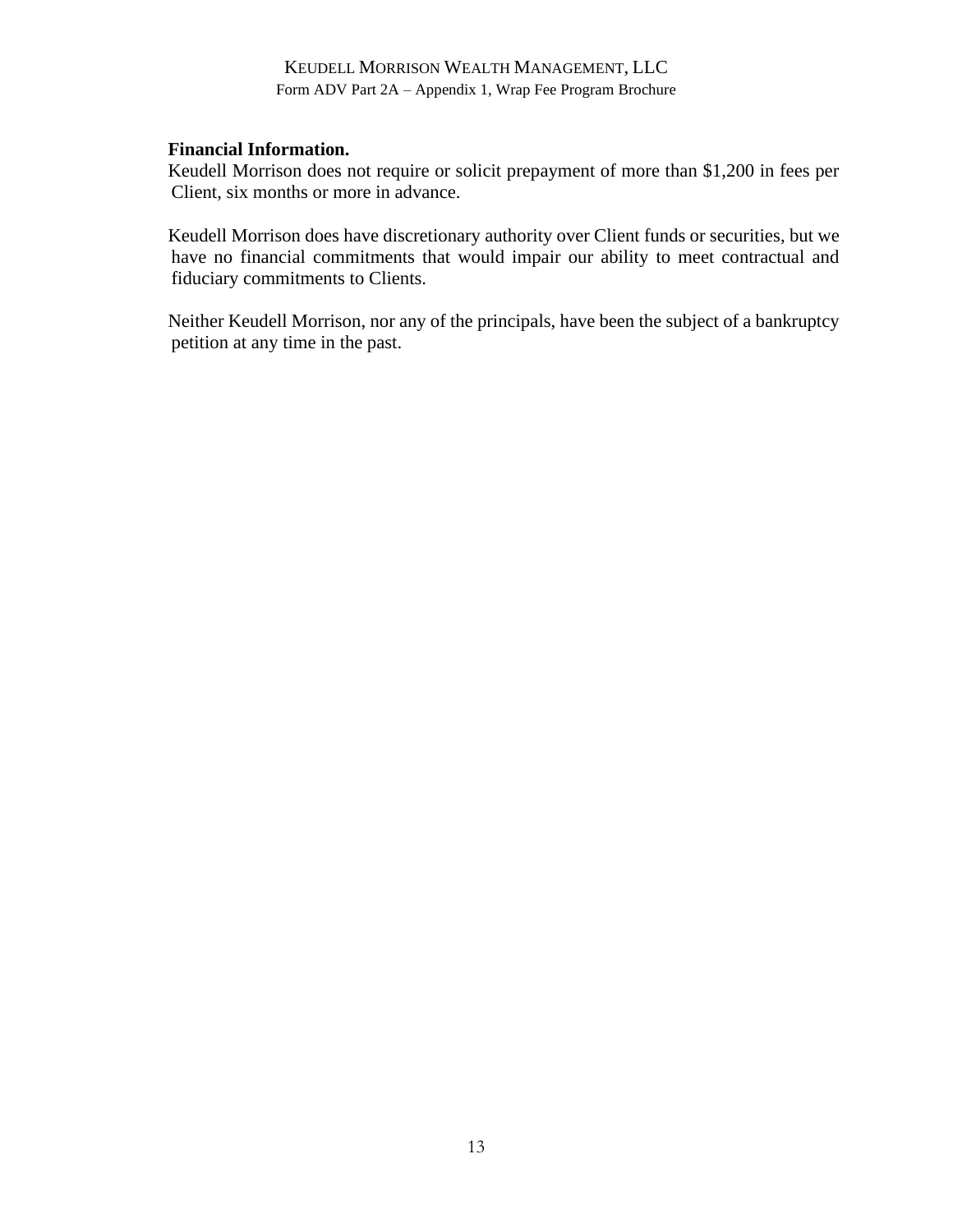**Financial Information.**

Keudell Morrison does not require or solicit prepayment of more than $1,200 in fees per Client, six months or more in advance.

Keudell Morrison does have discretionary authority over Client funds or securities, but we have no financial commitments that would impair our ability to meet contractual and fiduciary commitments to Clients.

Neither Keudell Morrison, nor any of the principals, have been the subject of a bankruptcy petition at any time in the past.